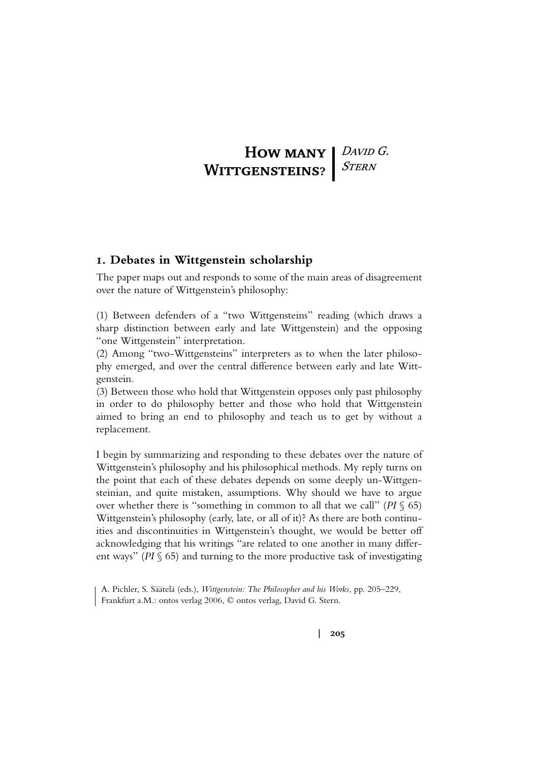# How many Wittgensteins?

*David G. Stern*

## 1. Debates in Wittgenstein scholarship

The paper maps out and responds to some of the main areas of disagreement over the nature of Wittgenstein's philosophy:

(1) Between defenders of a "two Wittgensteins" reading (which draws a sharp distinction between early and late Wittgenstein) and the opposing "one Wittgenstein" interpretation.
(2) Among "two-Wittgensteins" interpreters as to when the later philosophy emerged, and over the central difference between early and late Wittgenstein.
(3) Between those who hold that Wittgenstein opposes only past philosophy in order to do philosophy better and those who hold that Wittgenstein aimed to bring an end to philosophy and teach us to get by without a replacement.

I begin by summarizing and responding to these debates over the nature of Wittgenstein's philosophy and his philosophical methods. My reply turns on the point that each of these debates depends on some deeply un-Wittgensteinian, and quite mistaken, assumptions. Why should we have to argue over whether there is "something in common to all that we call" (*PI* § 65) Wittgenstein's philosophy (early, late, or all of it)? As there are both continuities and discontinuities in Wittgenstein's thought, we would be better off acknowledging that his writings "are related to one another in many different ways" (*PI* § 65) and turning to the more productive task of investigating

A. Pichler, S. Säätelä (eds.), *Wittgenstein: The Philosopher and his Works*, pp. 205–229, Frankfurt a.M.: ontos verlag 2006, © ontos verlag, David G. Stern.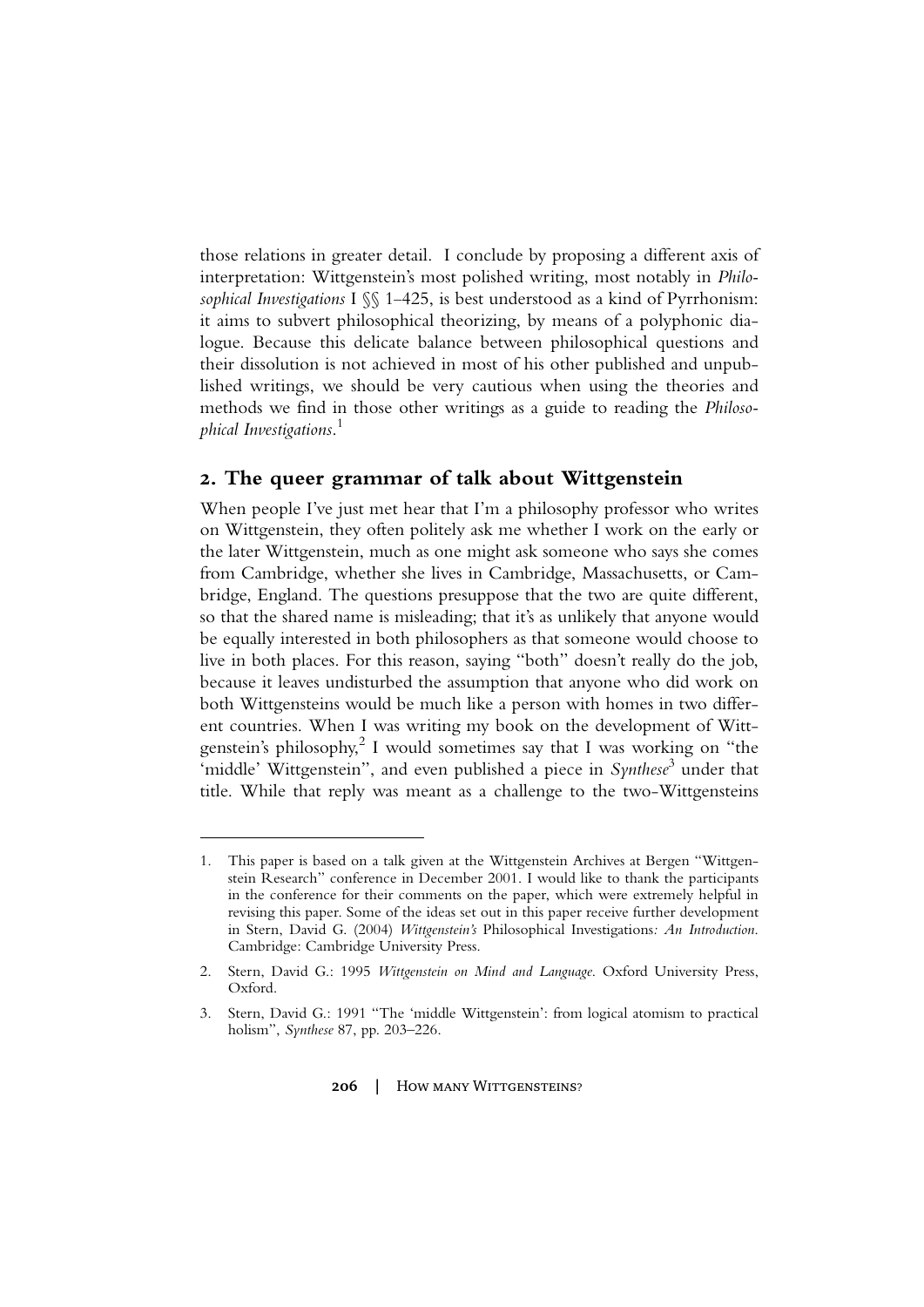those relations in greater detail. I conclude by proposing a different axis of interpretation: Wittgenstein's most polished writing, most notably in *Philosophical Investigations* I §§ 1–425, is best understood as a kind of Pyrrhonism: it aims to subvert philosophical theorizing, by means of a polyphonic dialogue. Because this delicate balance between philosophical questions and their dissolution is not achieved in most of his other published and unpublished writings, we should be very cautious when using the theories and methods we find in those other writings as a guide to reading the *Philosophical Investigations*.[1]

## 2. The queer grammar of talk about Wittgenstein

When people I've just met hear that I'm a philosophy professor who writes on Wittgenstein, they often politely ask me whether I work on the early or the later Wittgenstein, much as one might ask someone who says she comes from Cambridge, whether she lives in Cambridge, Massachusetts, or Cambridge, England. The questions presuppose that the two are quite different, so that the shared name is misleading; that it's as unlikely that anyone would be equally interested in both philosophers as that someone would choose to live in both places. For this reason, saying "both" doesn't really do the job, because it leaves undisturbed the assumption that anyone who did work on both Wittgensteins would be much like a person with homes in two different countries. When I was writing my book on the development of Wittgenstein's philosophy,[2] I would sometimes say that I was working on "the 'middle' Wittgenstein", and even published a piece in *Synthese*[3] under that title. While that reply was meant as a challenge to the two-Wittgensteins

---

1. This paper is based on a talk given at the Wittgenstein Archives at Bergen "Wittgenstein Research" conference in December 2001. I would like to thank the participants in the conference for their comments on the paper, which were extremely helpful in revising this paper. Some of the ideas set out in this paper receive further development in Stern, David G. (2004) *Wittgenstein's* Philosophical Investigations*: An Introduction*. Cambridge: Cambridge University Press.

2. Stern, David G.: 1995 *Wittgenstein on Mind and Language*. Oxford University Press, Oxford.

3. Stern, David G.: 1991 "The 'middle Wittgenstein': from logical atomism to practical holism", *Synthese* 87, pp. 203–226.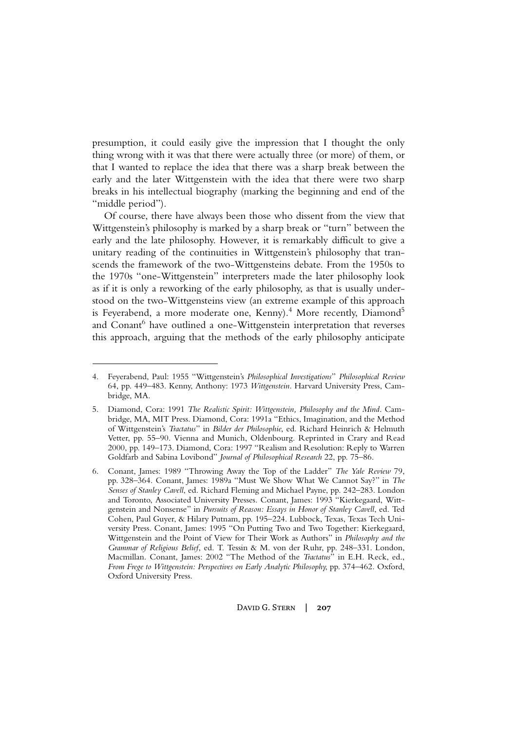presumption, it could easily give the impression that I thought the only thing wrong with it was that there were actually three (or more) of them, or that I wanted to replace the idea that there was a sharp break between the early and the later Wittgenstein with the idea that there were two sharp breaks in his intellectual biography (marking the beginning and end of the "middle period").

Of course, there have always been those who dissent from the view that Wittgenstein's philosophy is marked by a sharp break or "turn" between the early and the late philosophy. However, it is remarkably difficult to give a unitary reading of the continuities in Wittgenstein's philosophy that transcends the framework of the two-Wittgensteins debate. From the 1950s to the 1970s "one-Wittgenstein" interpreters made the later philosophy look as if it is only a reworking of the early philosophy, as that is usually understood on the two-Wittgensteins view (an extreme example of this approach is Feyerabend, a more moderate one, Kenny).[4] More recently, Diamond[5] and Conant[6] have outlined a one-Wittgenstein interpretation that reverses this approach, arguing that the methods of the early philosophy anticipate

---

4. Feyerabend, Paul: 1955 "Wittgenstein's *Philosophical Investigations*" *Philosophical Review* 64, pp. 449–483. Kenny, Anthony: 1973 *Wittgenstein*. Harvard University Press, Cambridge, MA.

5. Diamond, Cora: 1991 *The Realistic Spirit: Wittgenstein, Philosophy and the Mind*. Cambridge, MA, MIT Press. Diamond, Cora: 1991a "Ethics, Imagination, and the Method of Wittgenstein's *Tractatus*" in *Bilder der Philosophie*, ed. Richard Heinrich & Helmuth Vetter, pp. 55–90. Vienna and Munich, Oldenbourg. Reprinted in Crary and Read 2000, pp. 149–173. Diamond, Cora: 1997 "Realism and Resolution: Reply to Warren Goldfarb and Sabina Lovibond" *Journal of Philosophical Research* 22, pp. 75–86.

6. Conant, James: 1989 "Throwing Away the Top of the Ladder" *The Yale Review* 79, pp. 328–364. Conant, James: 1989a "Must We Show What We Cannot Say?" in *The Senses of Stanley Cavell*, ed. Richard Fleming and Michael Payne, pp. 242–283. London and Toronto, Associated University Presses. Conant, James: 1993 "Kierkegaard, Wittgenstein and Nonsense" in *Pursuits of Reason: Essays in Honor of Stanley Cavell*, ed. Ted Cohen, Paul Guyer, & Hilary Putnam, pp. 195–224. Lubbock, Texas, Texas Tech University Press. Conant, James: 1995 "On Putting Two and Two Together: Kierkegaard, Wittgenstein and the Point of View for Their Work as Authors" in *Philosophy and the Grammar of Religious Belief*, ed. T. Tessin & M. von der Ruhr, pp. 248–331. London, Macmillan. Conant, James: 2002 "The Method of the *Tractatus*" in E.H. Reck, ed., *From Frege to Wittgenstein: Perspectives on Early Analytic Philosophy*, pp. 374–462. Oxford, Oxford University Press.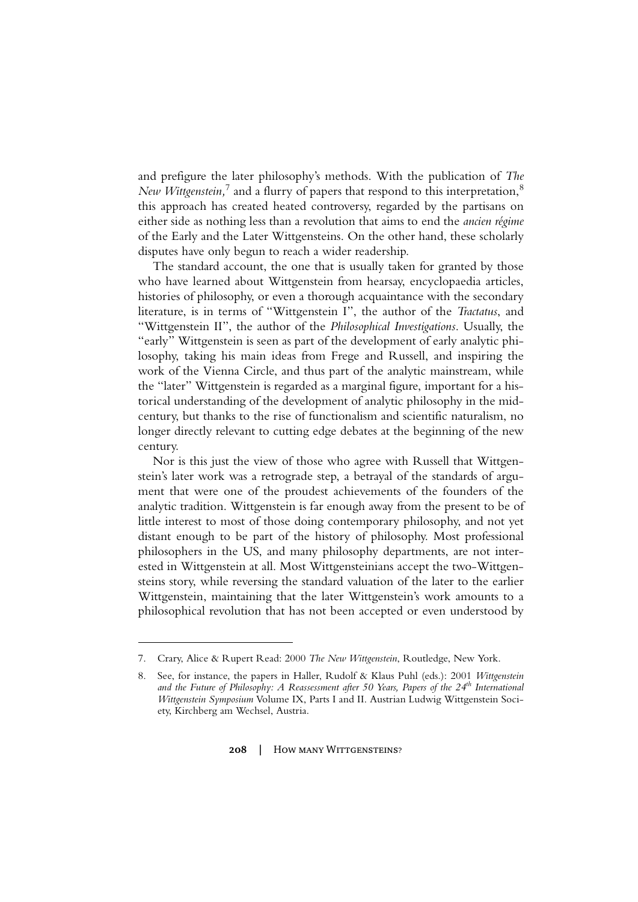and prefigure the later philosophy's methods. With the publication of *The New Wittgenstein,*[7] and a flurry of papers that respond to this interpretation,[8] this approach has created heated controversy, regarded by the partisans on either side as nothing less than a revolution that aims to end the *ancien régime* of the Early and the Later Wittgensteins. On the other hand, these scholarly disputes have only begun to reach a wider readership.

The standard account, the one that is usually taken for granted by those who have learned about Wittgenstein from hearsay, encyclopaedia articles, histories of philosophy, or even a thorough acquaintance with the secondary literature, is in terms of "Wittgenstein I", the author of the *Tractatus*, and "Wittgenstein II", the author of the *Philosophical Investigations*. Usually, the "early" Wittgenstein is seen as part of the development of early analytic philosophy, taking his main ideas from Frege and Russell, and inspiring the work of the Vienna Circle, and thus part of the analytic mainstream, while the "later" Wittgenstein is regarded as a marginal figure, important for a historical understanding of the development of analytic philosophy in the mid-century, but thanks to the rise of functionalism and scientific naturalism, no longer directly relevant to cutting edge debates at the beginning of the new century.

Nor is this just the view of those who agree with Russell that Wittgenstein's later work was a retrograde step, a betrayal of the standards of argument that were one of the proudest achievements of the founders of the analytic tradition. Wittgenstein is far enough away from the present to be of little interest to most of those doing contemporary philosophy, and not yet distant enough to be part of the history of philosophy. Most professional philosophers in the US, and many philosophy departments, are not interested in Wittgenstein at all. Most Wittgensteinians accept the two-Wittgensteins story, while reversing the standard valuation of the later to the earlier Wittgenstein, maintaining that the later Wittgenstein's work amounts to a philosophical revolution that has not been accepted or even understood by

---

7. Crary, Alice & Rupert Read: 2000 *The New Wittgenstein*, Routledge, New York.

8. See, for instance, the papers in Haller, Rudolf & Klaus Puhl (eds.): 2001 *Wittgenstein and the Future of Philosophy: A Reassessment after 50 Years, Papers of the 24th International Wittgenstein Symposium* Volume IX, Parts I and II. Austrian Ludwig Wittgenstein Society, Kirchberg am Wechsel, Austria.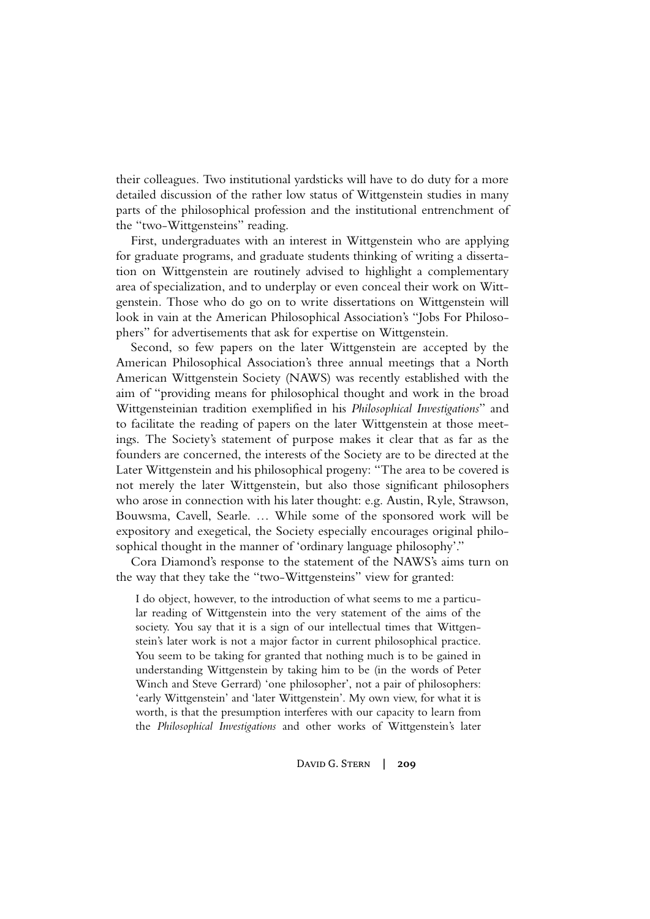their colleagues. Two institutional yardsticks will have to do duty for a more detailed discussion of the rather low status of Wittgenstein studies in many parts of the philosophical profession and the institutional entrenchment of the "two-Wittgensteins" reading.

First, undergraduates with an interest in Wittgenstein who are applying for graduate programs, and graduate students thinking of writing a dissertation on Wittgenstein are routinely advised to highlight a complementary area of specialization, and to underplay or even conceal their work on Wittgenstein. Those who do go on to write dissertations on Wittgenstein will look in vain at the American Philosophical Association's "Jobs For Philosophers" for advertisements that ask for expertise on Wittgenstein.

Second, so few papers on the later Wittgenstein are accepted by the American Philosophical Association's three annual meetings that a North American Wittgenstein Society (NAWS) was recently established with the aim of "providing means for philosophical thought and work in the broad Wittgensteinian tradition exemplified in his *Philosophical Investigations*" and to facilitate the reading of papers on the later Wittgenstein at those meetings. The Society's statement of purpose makes it clear that as far as the founders are concerned, the interests of the Society are to be directed at the Later Wittgenstein and his philosophical progeny: "The area to be covered is not merely the later Wittgenstein, but also those significant philosophers who arose in connection with his later thought: e.g. Austin, Ryle, Strawson, Bouwsma, Cavell, Searle. … While some of the sponsored work will be expository and exegetical, the Society especially encourages original philosophical thought in the manner of 'ordinary language philosophy'."

Cora Diamond's response to the statement of the NAWS's aims turn on the way that they take the "two-Wittgensteins" view for granted:

> I do object, however, to the introduction of what seems to me a particular reading of Wittgenstein into the very statement of the aims of the society. You say that it is a sign of our intellectual times that Wittgenstein's later work is not a major factor in current philosophical practice. You seem to be taking for granted that nothing much is to be gained in understanding Wittgenstein by taking him to be (in the words of Peter Winch and Steve Gerrard) 'one philosopher', not a pair of philosophers: 'early Wittgenstein' and 'later Wittgenstein'. My own view, for what it is worth, is that the presumption interferes with our capacity to learn from the *Philosophical Investigations* and other works of Wittgenstein's later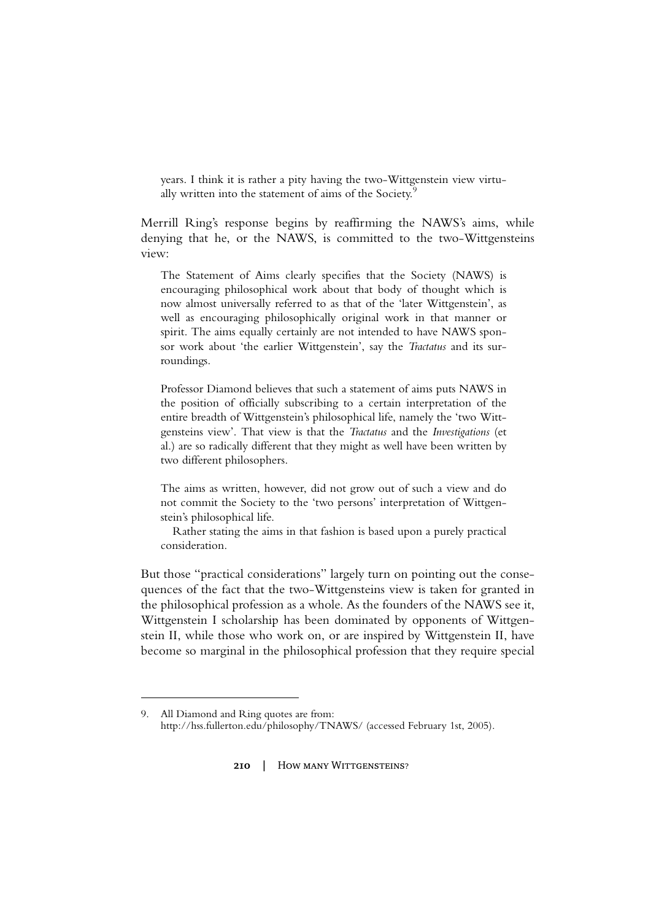> years. I think it is rather a pity having the two-Wittgenstein view virtually written into the statement of aims of the Society.[9]

Merrill Ring's response begins by reaffirming the NAWS's aims, while denying that he, or the NAWS, is committed to the two-Wittgensteins view:

> The Statement of Aims clearly specifies that the Society (NAWS) is encouraging philosophical work about that body of thought which is now almost universally referred to as that of the 'later Wittgenstein', as well as encouraging philosophically original work in that manner or spirit. The aims equally certainly are not intended to have NAWS sponsor work about 'the earlier Wittgenstein', say the *Tractatus* and its surroundings.
>
> Professor Diamond believes that such a statement of aims puts NAWS in the position of officially subscribing to a certain interpretation of the entire breadth of Wittgenstein's philosophical life, namely the 'two Wittgensteins view'. That view is that the *Tractatus* and the *Investigations* (et al.) are so radically different that they might as well have been written by two different philosophers.
>
> The aims as written, however, did not grow out of such a view and do not commit the Society to the 'two persons' interpretation of Wittgenstein's philosophical life.
>
> Rather stating the aims in that fashion is based upon a purely practical consideration.

But those "practical considerations" largely turn on pointing out the consequences of the fact that the two-Wittgensteins view is taken for granted in the philosophical profession as a whole. As the founders of the NAWS see it, Wittgenstein I scholarship has been dominated by opponents of Wittgenstein II, while those who work on, or are inspired by Wittgenstein II, have become so marginal in the philosophical profession that they require special

---

9. All Diamond and Ring quotes are from: http://hss.fullerton.edu/philosophy/TNAWS/ (accessed February 1st, 2005).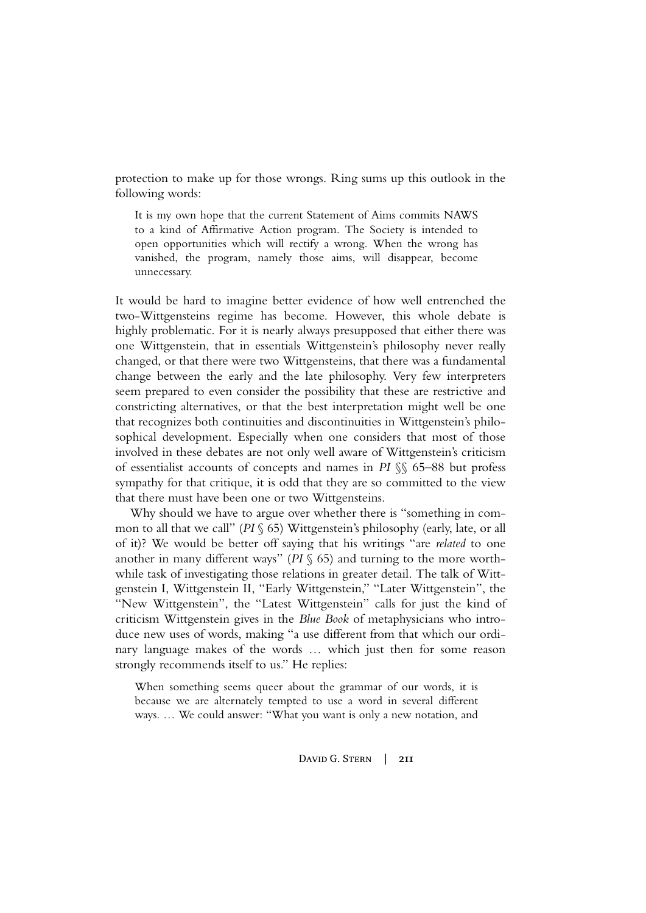protection to make up for those wrongs. Ring sums up this outlook in the following words:

> It is my own hope that the current Statement of Aims commits NAWS to a kind of Affirmative Action program. The Society is intended to open opportunities which will rectify a wrong. When the wrong has vanished, the program, namely those aims, will disappear, become unnecessary.

It would be hard to imagine better evidence of how well entrenched the two-Wittgensteins regime has become. However, this whole debate is highly problematic. For it is nearly always presupposed that either there was one Wittgenstein, that in essentials Wittgenstein's philosophy never really changed, or that there were two Wittgensteins, that there was a fundamental change between the early and the late philosophy. Very few interpreters seem prepared to even consider the possibility that these are restrictive and constricting alternatives, or that the best interpretation might well be one that recognizes both continuities and discontinuities in Wittgenstein's philosophical development. Especially when one considers that most of those involved in these debates are not only well aware of Wittgenstein's criticism of essentialist accounts of concepts and names in *PI* §§ 65–88 but profess sympathy for that critique, it is odd that they are so committed to the view that there must have been one or two Wittgensteins.

Why should we have to argue over whether there is "something in common to all that we call" (*PI* § 65) Wittgenstein's philosophy (early, late, or all of it)? We would be better off saying that his writings "are *related* to one another in many different ways" (*PI* § 65) and turning to the more worthwhile task of investigating those relations in greater detail. The talk of Wittgenstein I, Wittgenstein II, "Early Wittgenstein," "Later Wittgenstein", the "New Wittgenstein", the "Latest Wittgenstein" calls for just the kind of criticism Wittgenstein gives in the *Blue Book* of metaphysicians who introduce new uses of words, making "a use different from that which our ordinary language makes of the words … which just then for some reason strongly recommends itself to us." He replies:

> When something seems queer about the grammar of our words, it is because we are alternately tempted to use a word in several different ways. … We could answer: "What you want is only a new notation, and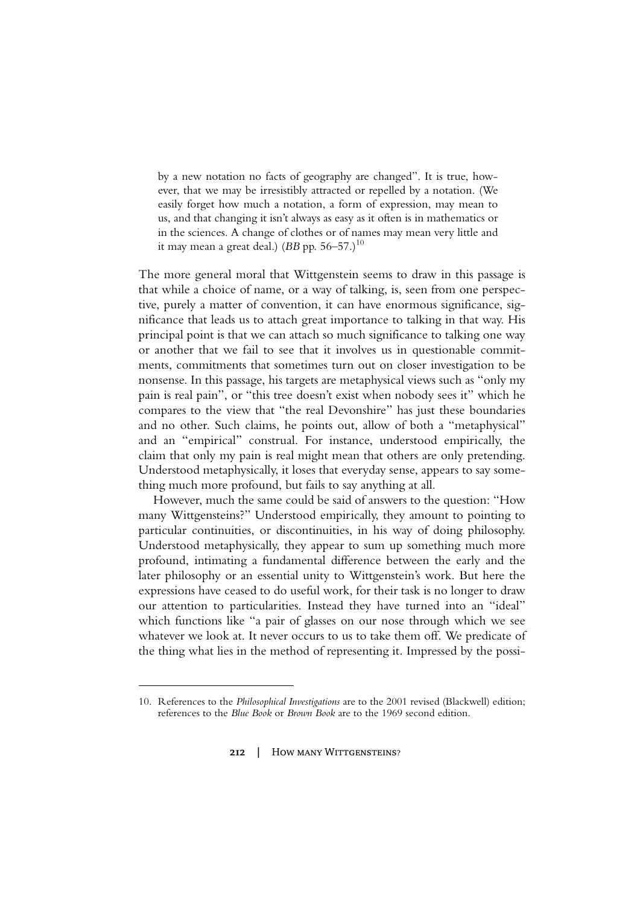> by a new notation no facts of geography are changed". It is true, however, that we may be irresistibly attracted or repelled by a notation. (We easily forget how much a notation, a form of expression, may mean to us, and that changing it isn't always as easy as it often is in mathematics or in the sciences. A change of clothes or of names may mean very little and it may mean a great deal.) (*BB* pp. 56–57.)[10]

The more general moral that Wittgenstein seems to draw in this passage is that while a choice of name, or a way of talking, is, seen from one perspective, purely a matter of convention, it can have enormous significance, significance that leads us to attach great importance to talking in that way. His principal point is that we can attach so much significance to talking one way or another that we fail to see that it involves us in questionable commitments, commitments that sometimes turn out on closer investigation to be nonsense. In this passage, his targets are metaphysical views such as "only my pain is real pain", or "this tree doesn't exist when nobody sees it" which he compares to the view that "the real Devonshire" has just these boundaries and no other. Such claims, he points out, allow of both a "metaphysical" and an "empirical" construal. For instance, understood empirically, the claim that only my pain is real might mean that others are only pretending. Understood metaphysically, it loses that everyday sense, appears to say something much more profound, but fails to say anything at all.

However, much the same could be said of answers to the question: "How many Wittgensteins?" Understood empirically, they amount to pointing to particular continuities, or discontinuities, in his way of doing philosophy. Understood metaphysically, they appear to sum up something much more profound, intimating a fundamental difference between the early and the later philosophy or an essential unity to Wittgenstein's work. But here the expressions have ceased to do useful work, for their task is no longer to draw our attention to particularities. Instead they have turned into an "ideal" which functions like "a pair of glasses on our nose through which we see whatever we look at. It never occurs to us to take them off. We predicate of the thing what lies in the method of representing it. Impressed by the possi-

10. References to the *Philosophical Investigations* are to the 2001 revised (Blackwell) edition; references to the *Blue Book* or *Brown Book* are to the 1969 second edition.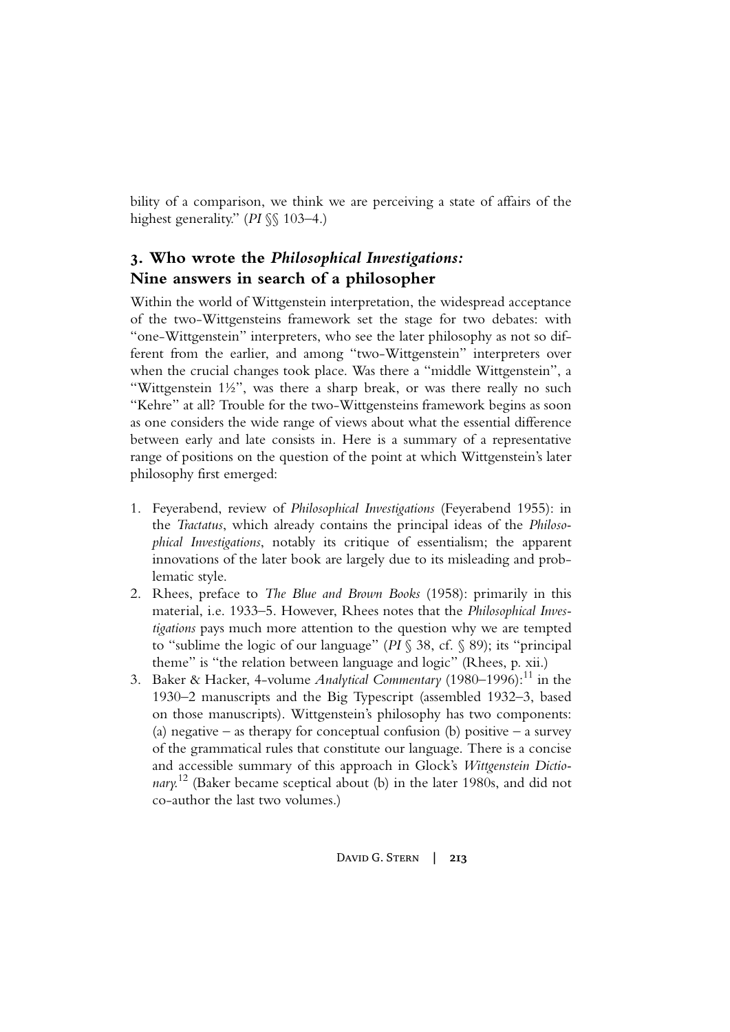bility of a comparison, we think we are perceiving a state of affairs of the highest generality." (*PI* §§ 103–4.)

## 3. Who wrote the *Philosophical Investigations:* Nine answers in search of a philosopher

Within the world of Wittgenstein interpretation, the widespread acceptance of the two-Wittgensteins framework set the stage for two debates: with "one-Wittgenstein" interpreters, who see the later philosophy as not so different from the earlier, and among "two-Wittgenstein" interpreters over when the crucial changes took place. Was there a "middle Wittgenstein", a "Wittgenstein 1½", was there a sharp break, or was there really no such "Kehre" at all? Trouble for the two-Wittgensteins framework begins as soon as one considers the wide range of views about what the essential difference between early and late consists in. Here is a summary of a representative range of positions on the question of the point at which Wittgenstein's later philosophy first emerged:

1. Feyerabend, review of *Philosophical Investigations* (Feyerabend 1955): in the *Tractatus*, which already contains the principal ideas of the *Philosophical Investigations*, notably its critique of essentialism; the apparent innovations of the later book are largely due to its misleading and problematic style.
2. Rhees, preface to *The Blue and Brown Books* (1958): primarily in this material, i.e. 1933–5. However, Rhees notes that the *Philosophical Investigations* pays much more attention to the question why we are tempted to "sublime the logic of our language" (*PI* § 38, cf. § 89); its "principal theme" is "the relation between language and logic" (Rhees, p. xii.)
3. Baker & Hacker, 4-volume *Analytical Commentary* (1980–1996):[11] in the 1930–2 manuscripts and the Big Typescript (assembled 1932–3, based on those manuscripts). Wittgenstein's philosophy has two components: (a) negative – as therapy for conceptual confusion (b) positive – a survey of the grammatical rules that constitute our language. There is a concise and accessible summary of this approach in Glock's *Wittgenstein Dictionary*.[12] (Baker became sceptical about (b) in the later 1980s, and did not co-author the last two volumes.)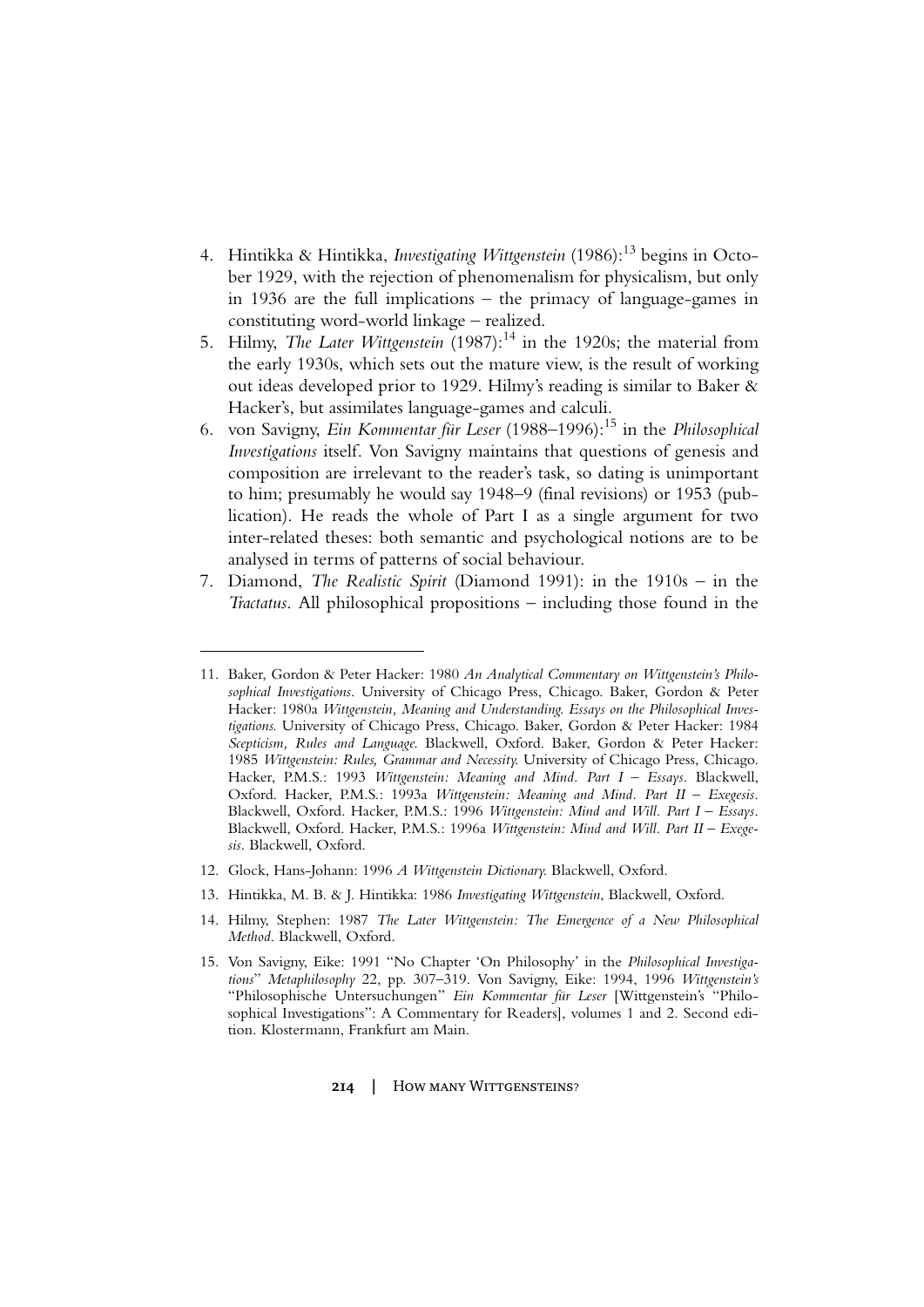4. Hintikka & Hintikka, *Investigating Wittgenstein* (1986):[13] begins in October 1929, with the rejection of phenomenalism for physicalism, but only in 1936 are the full implications – the primacy of language-games in constituting word-world linkage – realized.
5. Hilmy, *The Later Wittgenstein* (1987):[14] in the 1920s; the material from the early 1930s, which sets out the mature view, is the result of working out ideas developed prior to 1929. Hilmy's reading is similar to Baker & Hacker's, but assimilates language-games and calculi.
6. von Savigny, *Ein Kommentar für Leser* (1988–1996):[15] in the *Philosophical Investigations* itself. Von Savigny maintains that questions of genesis and composition are irrelevant to the reader's task, so dating is unimportant to him; presumably he would say 1948–9 (final revisions) or 1953 (publication). He reads the whole of Part I as a single argument for two inter-related theses: both semantic and psychological notions are to be analysed in terms of patterns of social behaviour.
7. Diamond, *The Realistic Spirit* (Diamond 1991): in the 1910s – in the *Tractatus*. All philosophical propositions – including those found in the

---

11. Baker, Gordon & Peter Hacker: 1980 *An Analytical Commentary on Wittgenstein's Philosophical Investigations*. University of Chicago Press, Chicago. Baker, Gordon & Peter Hacker: 1980a *Wittgenstein, Meaning and Understanding. Essays on the Philosophical Investigations.* University of Chicago Press, Chicago. Baker, Gordon & Peter Hacker: 1984 *Scepticism, Rules and Language*. Blackwell, Oxford. Baker, Gordon & Peter Hacker: 1985 *Wittgenstein: Rules, Grammar and Necessity.* University of Chicago Press, Chicago. Hacker, P.M.S.: 1993 *Wittgenstein: Meaning and Mind. Part I – Essays*. Blackwell, Oxford. Hacker, P.M.S.: 1993a *Wittgenstein: Meaning and Mind. Part II – Exegesis*. Blackwell, Oxford. Hacker, P.M.S.: 1996 *Wittgenstein: Mind and Will. Part I – Essays*. Blackwell, Oxford. Hacker, P.M.S.: 1996a *Wittgenstein: Mind and Will. Part II – Exegesis*. Blackwell, Oxford.

12. Glock, Hans-Johann: 1996 *A Wittgenstein Dictionary.* Blackwell, Oxford.

13. Hintikka, M. B. & J. Hintikka: 1986 *Investigating Wittgenstein*, Blackwell, Oxford.

14. Hilmy, Stephen: 1987 *The Later Wittgenstein: The Emergence of a New Philosophical Method*. Blackwell, Oxford.

15. Von Savigny, Eike: 1991 "No Chapter 'On Philosophy' in the *Philosophical Investigations*" *Metaphilosophy* 22, pp. 307–319. Von Savigny, Eike: 1994, 1996 *Wittgenstein's* "Philosophische Untersuchungen" *Ein Kommentar für Leser* [Wittgenstein's "Philosophical Investigations": A Commentary for Readers], volumes 1 and 2. Second edition. Klostermann, Frankfurt am Main.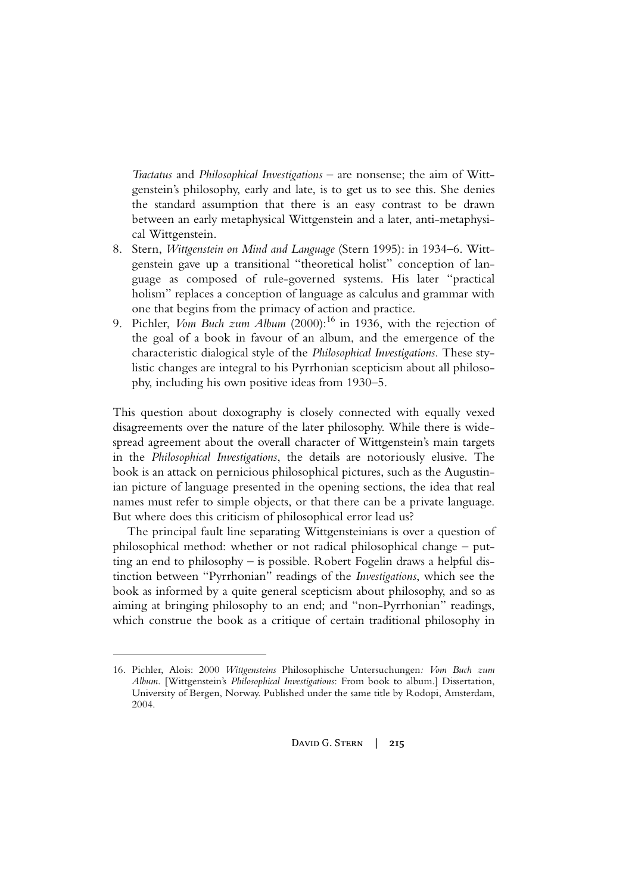*Tractatus* and *Philosophical Investigations* – are nonsense; the aim of Wittgenstein's philosophy, early and late, is to get us to see this. She denies the standard assumption that there is an easy contrast to be drawn between an early metaphysical Wittgenstein and a later, anti-metaphysical Wittgenstein.

8. Stern, *Wittgenstein on Mind and Language* (Stern 1995): in 1934–6. Wittgenstein gave up a transitional "theoretical holist" conception of language as composed of rule-governed systems. His later "practical holism" replaces a conception of language as calculus and grammar with one that begins from the primacy of action and practice.
9. Pichler, *Vom Buch zum Album* (2000):[16] in 1936, with the rejection of the goal of a book in favour of an album, and the emergence of the characteristic dialogical style of the *Philosophical Investigations*. These stylistic changes are integral to his Pyrrhonian scepticism about all philosophy, including his own positive ideas from 1930–5.

This question about doxography is closely connected with equally vexed disagreements over the nature of the later philosophy. While there is widespread agreement about the overall character of Wittgenstein's main targets in the *Philosophical Investigations*, the details are notoriously elusive. The book is an attack on pernicious philosophical pictures, such as the Augustinian picture of language presented in the opening sections, the idea that real names must refer to simple objects, or that there can be a private language. But where does this criticism of philosophical error lead us?

The principal fault line separating Wittgensteinians is over a question of philosophical method: whether or not radical philosophical change – putting an end to philosophy – is possible. Robert Fogelin draws a helpful distinction between "Pyrrhonian" readings of the *Investigations*, which see the book as informed by a quite general scepticism about philosophy, and so as aiming at bringing philosophy to an end; and "non-Pyrrhonian" readings, which construe the book as a critique of certain traditional philosophy in

---

16. Pichler, Alois: 2000 *Wittgensteins* Philosophische Untersuchungen*: Vom Buch zum Album*. [Wittgenstein's *Philosophical Investigations*: From book to album.] Dissertation, University of Bergen, Norway. Published under the same title by Rodopi, Amsterdam, 2004.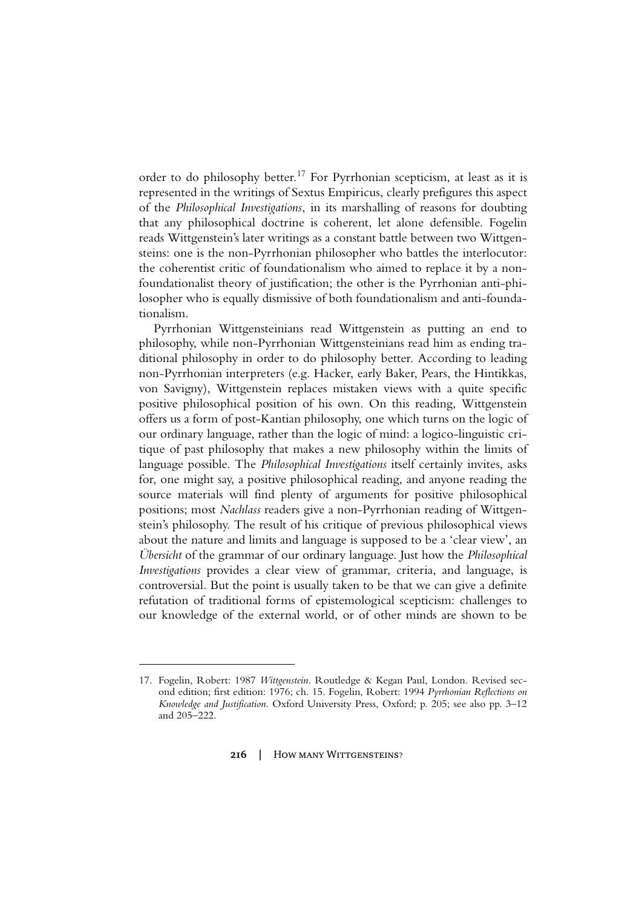order to do philosophy better.[17] For Pyrrhonian scepticism, at least as it is represented in the writings of Sextus Empiricus, clearly prefigures this aspect of the *Philosophical Investigations*, in its marshalling of reasons for doubting that any philosophical doctrine is coherent, let alone defensible. Fogelin reads Wittgenstein's later writings as a constant battle between two Wittgensteins: one is the non-Pyrrhonian philosopher who battles the interlocutor: the coherentist critic of foundationalism who aimed to replace it by a non-foundationalist theory of justification; the other is the Pyrrhonian anti-philosopher who is equally dismissive of both foundationalism and anti-foundationalism.

Pyrrhonian Wittgensteinians read Wittgenstein as putting an end to philosophy, while non-Pyrrhonian Wittgensteinians read him as ending traditional philosophy in order to do philosophy better. According to leading non-Pyrrhonian interpreters (e.g. Hacker, early Baker, Pears, the Hintikkas, von Savigny), Wittgenstein replaces mistaken views with a quite specific positive philosophical position of his own. On this reading, Wittgenstein offers us a form of post-Kantian philosophy, one which turns on the logic of our ordinary language, rather than the logic of mind: a logico-linguistic critique of past philosophy that makes a new philosophy within the limits of language possible. The *Philosophical Investigations* itself certainly invites, asks for, one might say, a positive philosophical reading, and anyone reading the source materials will find plenty of arguments for positive philosophical positions; most *Nachlass* readers give a non-Pyrrhonian reading of Wittgenstein's philosophy. The result of his critique of previous philosophical views about the nature and limits and language is supposed to be a 'clear view', an *Übersicht* of the grammar of our ordinary language. Just how the *Philosophical Investigations* provides a clear view of grammar, criteria, and language, is controversial. But the point is usually taken to be that we can give a definite refutation of traditional forms of epistemological scepticism: challenges to our knowledge of the external world, or of other minds are shown to be

17. Fogelin, Robert: 1987 *Wittgenstein*. Routledge & Kegan Paul, London. Revised second edition; first edition: 1976; ch. 15. Fogelin, Robert: 1994 *Pyrrhonian Reflections on Knowledge and Justification*. Oxford University Press, Oxford; p. 205; see also pp. 3–12 and 205–222.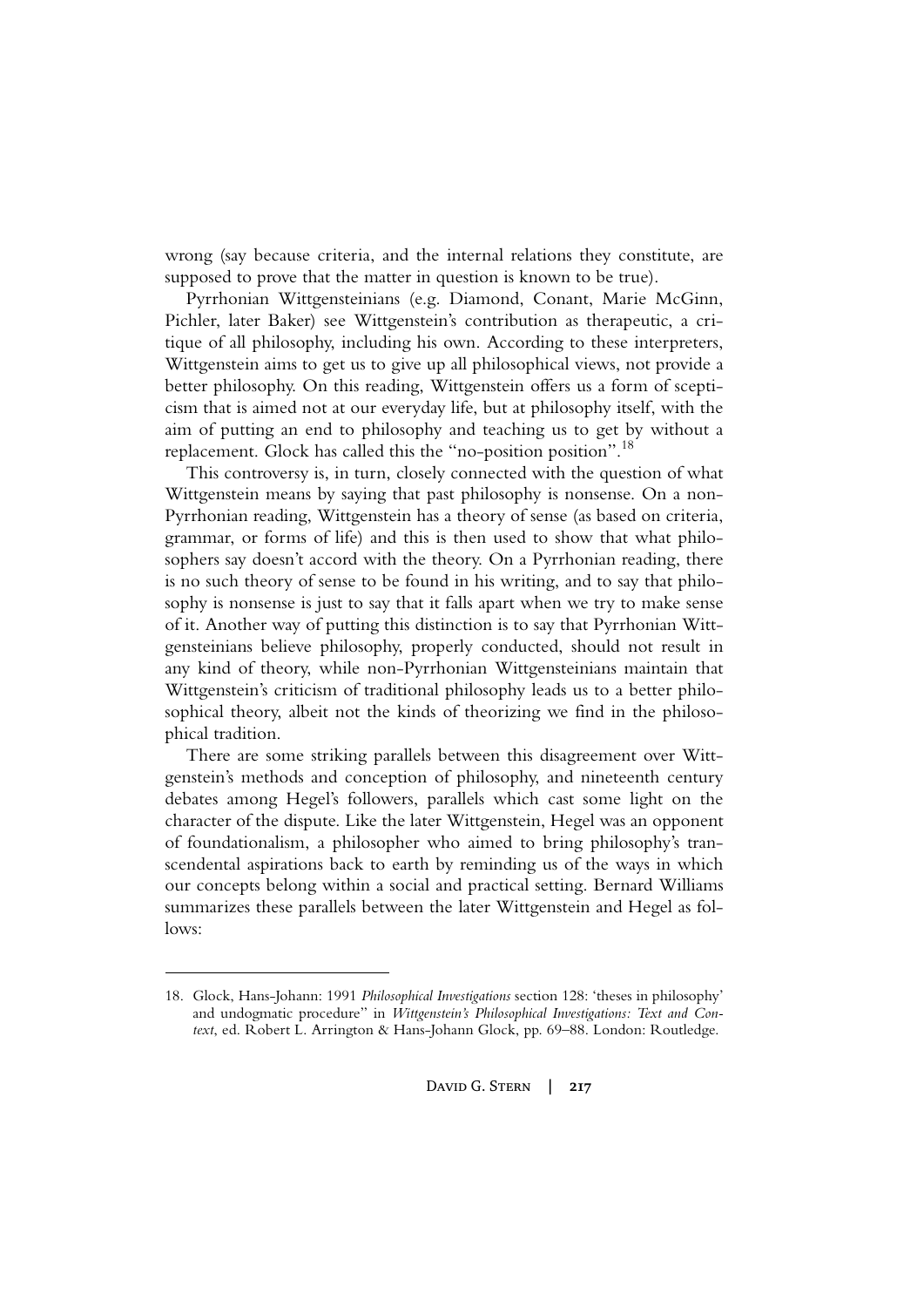wrong (say because criteria, and the internal relations they constitute, are supposed to prove that the matter in question is known to be true).

Pyrrhonian Wittgensteinians (e.g. Diamond, Conant, Marie McGinn, Pichler, later Baker) see Wittgenstein's contribution as therapeutic, a critique of all philosophy, including his own. According to these interpreters, Wittgenstein aims to get us to give up all philosophical views, not provide a better philosophy. On this reading, Wittgenstein offers us a form of scepticism that is aimed not at our everyday life, but at philosophy itself, with the aim of putting an end to philosophy and teaching us to get by without a replacement. Glock has called this the "no-position position".[18]

This controversy is, in turn, closely connected with the question of what Wittgenstein means by saying that past philosophy is nonsense. On a non-Pyrrhonian reading, Wittgenstein has a theory of sense (as based on criteria, grammar, or forms of life) and this is then used to show that what philosophers say doesn't accord with the theory. On a Pyrrhonian reading, there is no such theory of sense to be found in his writing, and to say that philosophy is nonsense is just to say that it falls apart when we try to make sense of it. Another way of putting this distinction is to say that Pyrrhonian Wittgensteinians believe philosophy, properly conducted, should not result in any kind of theory, while non-Pyrrhonian Wittgensteinians maintain that Wittgenstein's criticism of traditional philosophy leads us to a better philosophical theory, albeit not the kinds of theorizing we find in the philosophical tradition.

There are some striking parallels between this disagreement over Wittgenstein's methods and conception of philosophy, and nineteenth century debates among Hegel's followers, parallels which cast some light on the character of the dispute. Like the later Wittgenstein, Hegel was an opponent of foundationalism, a philosopher who aimed to bring philosophy's transcendental aspirations back to earth by reminding us of the ways in which our concepts belong within a social and practical setting. Bernard Williams summarizes these parallels between the later Wittgenstein and Hegel as follows:

---

18. Glock, Hans-Johann: 1991 *Philosophical Investigations* section 128: 'theses in philosophy' and undogmatic procedure" in *Wittgenstein's Philosophical Investigations: Text and Context*, ed. Robert L. Arrington & Hans-Johann Glock, pp. 69–88. London: Routledge.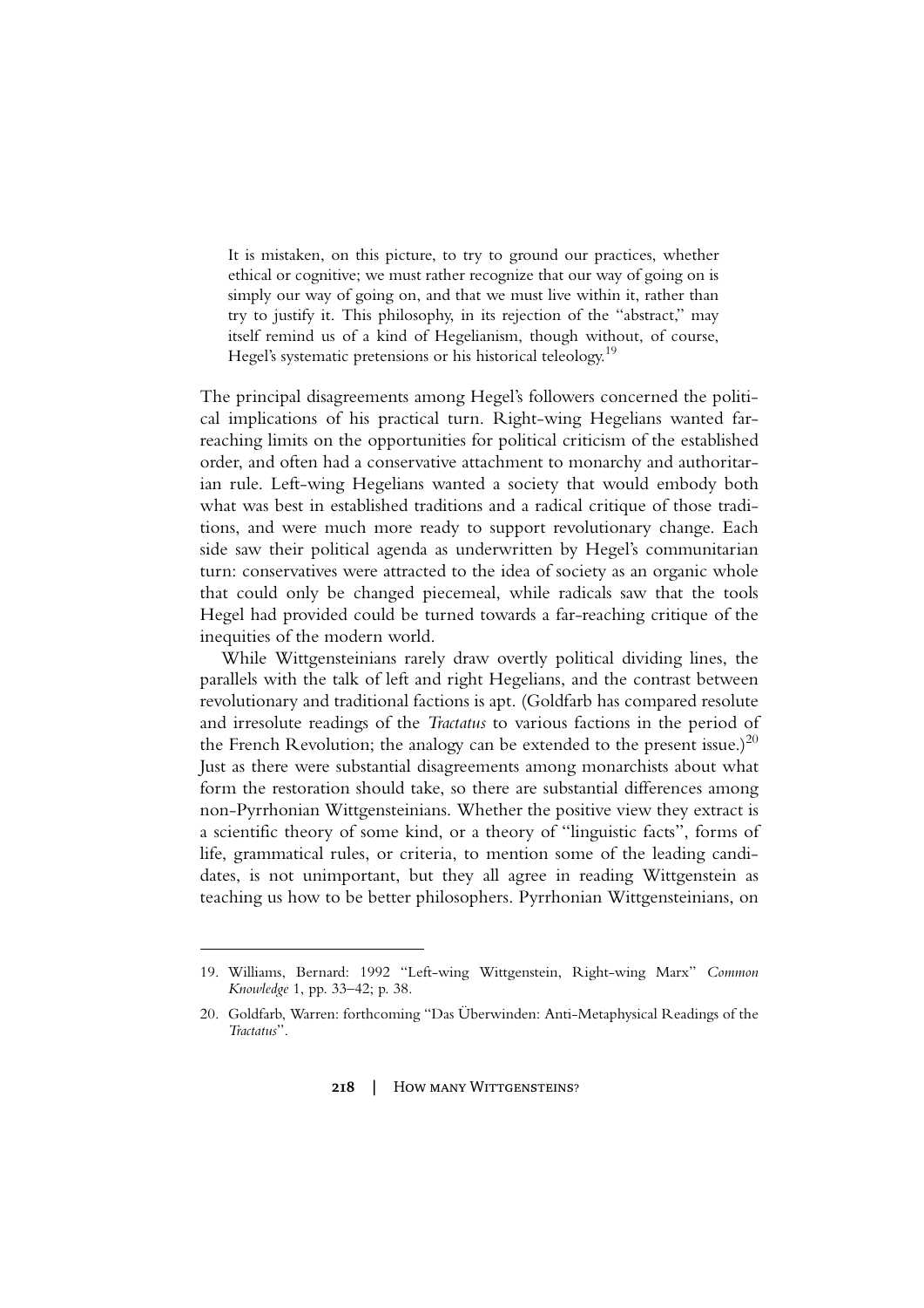> It is mistaken, on this picture, to try to ground our practices, whether ethical or cognitive; we must rather recognize that our way of going on is simply our way of going on, and that we must live within it, rather than try to justify it. This philosophy, in its rejection of the "abstract," may itself remind us of a kind of Hegelianism, though without, of course, Hegel's systematic pretensions or his historical teleology.[19]

The principal disagreements among Hegel's followers concerned the political implications of his practical turn. Right-wing Hegelians wanted far-reaching limits on the opportunities for political criticism of the established order, and often had a conservative attachment to monarchy and authoritarian rule. Left-wing Hegelians wanted a society that would embody both what was best in established traditions and a radical critique of those traditions, and were much more ready to support revolutionary change. Each side saw their political agenda as underwritten by Hegel's communitarian turn: conservatives were attracted to the idea of society as an organic whole that could only be changed piecemeal, while radicals saw that the tools Hegel had provided could be turned towards a far-reaching critique of the inequities of the modern world.

While Wittgensteinians rarely draw overtly political dividing lines, the parallels with the talk of left and right Hegelians, and the contrast between revolutionary and traditional factions is apt. (Goldfarb has compared resolute and irresolute readings of the *Tractatus* to various factions in the period of the French Revolution; the analogy can be extended to the present issue.)[20] Just as there were substantial disagreements among monarchists about what form the restoration should take, so there are substantial differences among non-Pyrrhonian Wittgensteinians. Whether the positive view they extract is a scientific theory of some kind, or a theory of "linguistic facts", forms of life, grammatical rules, or criteria, to mention some of the leading candidates, is not unimportant, but they all agree in reading Wittgenstein as teaching us how to be better philosophers. Pyrrhonian Wittgensteinians, on

---

19. Williams, Bernard: 1992 "Left-wing Wittgenstein, Right-wing Marx" *Common Knowledge* 1, pp. 33–42; p. 38.

20. Goldfarb, Warren: forthcoming "Das Überwinden: Anti-Metaphysical Readings of the *Tractatus*".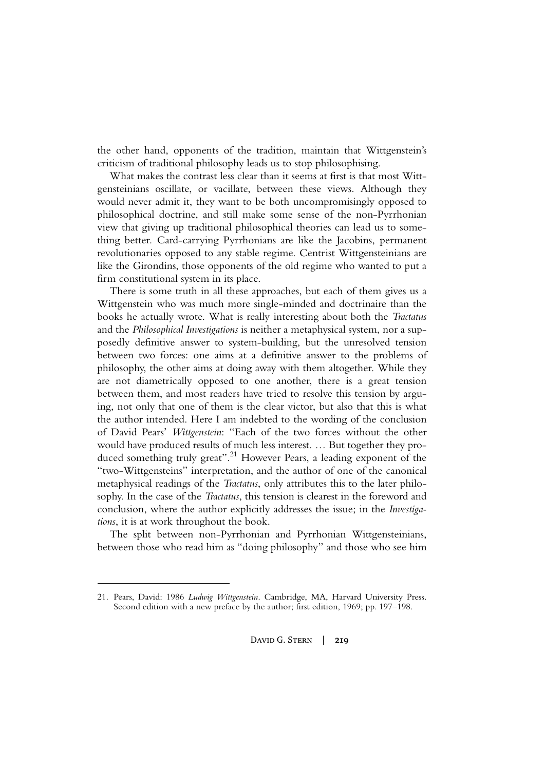the other hand, opponents of the tradition, maintain that Wittgenstein's criticism of traditional philosophy leads us to stop philosophising.

What makes the contrast less clear than it seems at first is that most Wittgensteinians oscillate, or vacillate, between these views. Although they would never admit it, they want to be both uncompromisingly opposed to philosophical doctrine, and still make some sense of the non-Pyrrhonian view that giving up traditional philosophical theories can lead us to something better. Card-carrying Pyrrhonians are like the Jacobins, permanent revolutionaries opposed to any stable regime. Centrist Wittgensteinians are like the Girondins, those opponents of the old regime who wanted to put a firm constitutional system in its place.

There is some truth in all these approaches, but each of them gives us a Wittgenstein who was much more single-minded and doctrinaire than the books he actually wrote. What is really interesting about both the *Tractatus* and the *Philosophical Investigations* is neither a metaphysical system, nor a supposedly definitive answer to system-building, but the unresolved tension between two forces: one aims at a definitive answer to the problems of philosophy, the other aims at doing away with them altogether. While they are not diametrically opposed to one another, there is a great tension between them, and most readers have tried to resolve this tension by arguing, not only that one of them is the clear victor, but also that this is what the author intended. Here I am indebted to the wording of the conclusion of David Pears' *Wittgenstein*: "Each of the two forces without the other would have produced results of much less interest. … But together they produced something truly great".[21] However Pears, a leading exponent of the "two-Wittgensteins" interpretation, and the author of one of the canonical metaphysical readings of the *Tractatus*, only attributes this to the later philosophy. In the case of the *Tractatus*, this tension is clearest in the foreword and conclusion, where the author explicitly addresses the issue; in the *Investigations*, it is at work throughout the book.

The split between non-Pyrrhonian and Pyrrhonian Wittgensteinians, between those who read him as "doing philosophy" and those who see him

---

21. Pears, David: 1986 *Ludwig Wittgenstein*. Cambridge, MA, Harvard University Press. Second edition with a new preface by the author; first edition, 1969; pp. 197–198.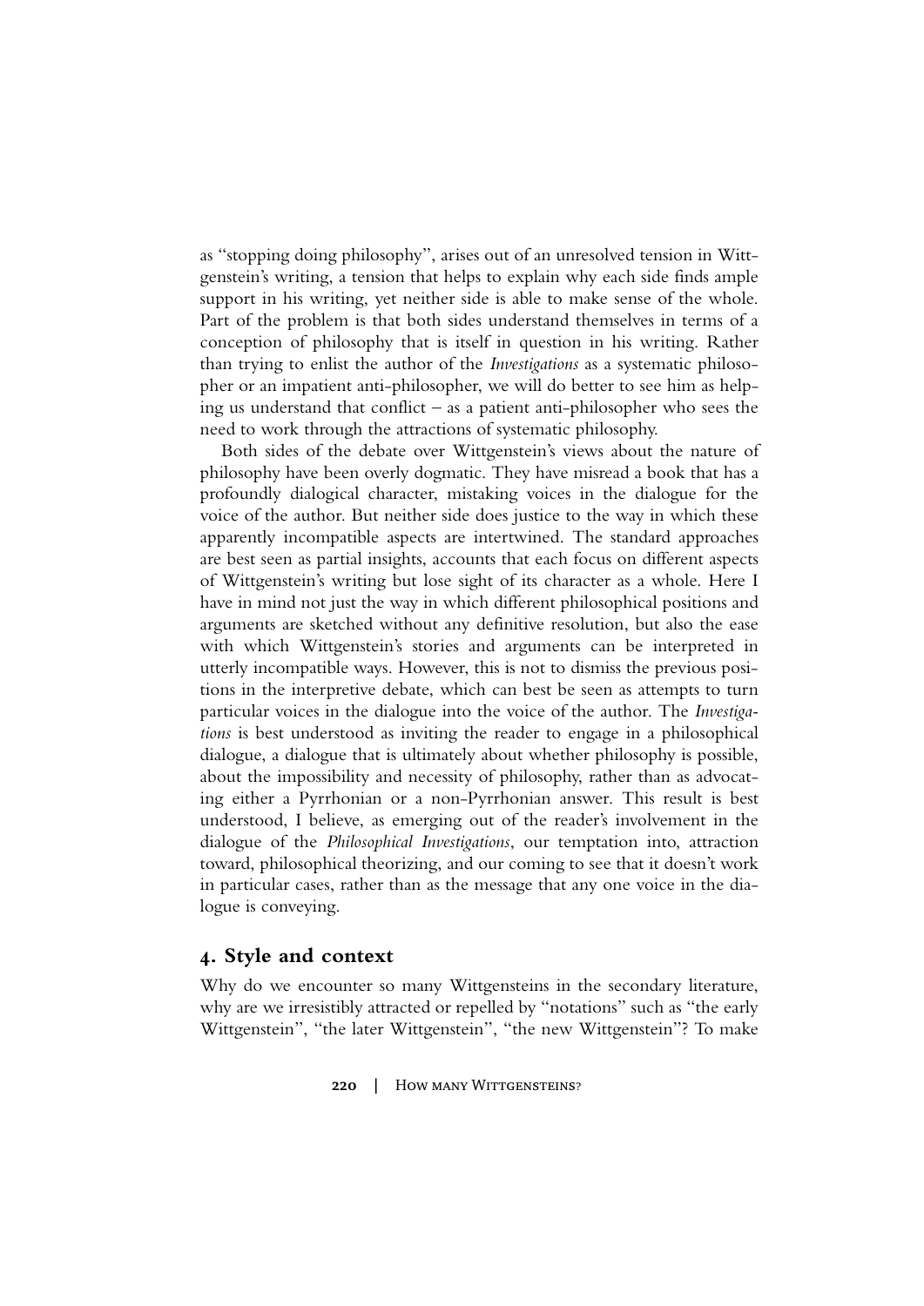as "stopping doing philosophy", arises out of an unresolved tension in Wittgenstein's writing, a tension that helps to explain why each side finds ample support in his writing, yet neither side is able to make sense of the whole. Part of the problem is that both sides understand themselves in terms of a conception of philosophy that is itself in question in his writing. Rather than trying to enlist the author of the *Investigations* as a systematic philosopher or an impatient anti-philosopher, we will do better to see him as helping us understand that conflict – as a patient anti-philosopher who sees the need to work through the attractions of systematic philosophy.

Both sides of the debate over Wittgenstein's views about the nature of philosophy have been overly dogmatic. They have misread a book that has a profoundly dialogical character, mistaking voices in the dialogue for the voice of the author. But neither side does justice to the way in which these apparently incompatible aspects are intertwined. The standard approaches are best seen as partial insights, accounts that each focus on different aspects of Wittgenstein's writing but lose sight of its character as a whole. Here I have in mind not just the way in which different philosophical positions and arguments are sketched without any definitive resolution, but also the ease with which Wittgenstein's stories and arguments can be interpreted in utterly incompatible ways. However, this is not to dismiss the previous positions in the interpretive debate, which can best be seen as attempts to turn particular voices in the dialogue into the voice of the author. The *Investigations* is best understood as inviting the reader to engage in a philosophical dialogue, a dialogue that is ultimately about whether philosophy is possible, about the impossibility and necessity of philosophy, rather than as advocating either a Pyrrhonian or a non-Pyrrhonian answer. This result is best understood, I believe, as emerging out of the reader's involvement in the dialogue of the *Philosophical Investigations*, our temptation into, attraction toward, philosophical theorizing, and our coming to see that it doesn't work in particular cases, rather than as the message that any one voice in the dialogue is conveying.

## 4. Style and context

Why do we encounter so many Wittgensteins in the secondary literature, why are we irresistibly attracted or repelled by "notations" such as "the early Wittgenstein", "the later Wittgenstein", "the new Wittgenstein"? To make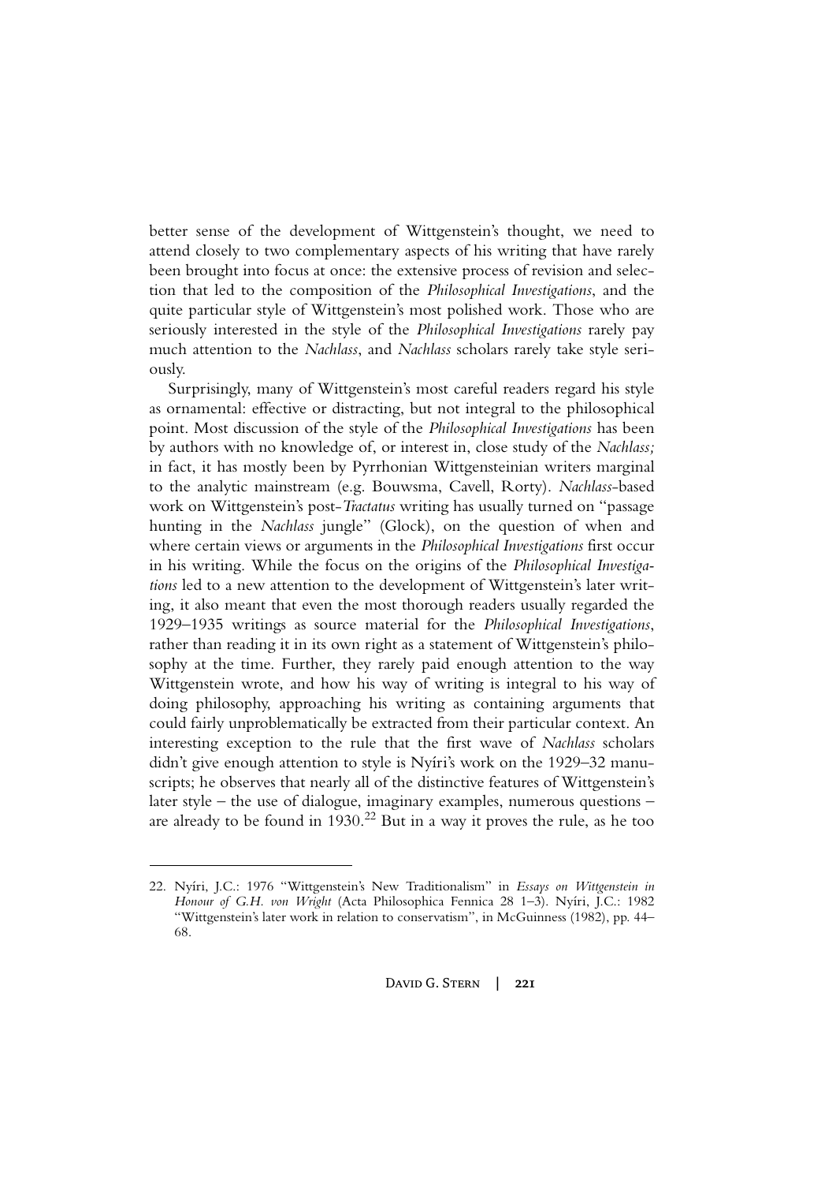better sense of the development of Wittgenstein's thought, we need to attend closely to two complementary aspects of his writing that have rarely been brought into focus at once: the extensive process of revision and selection that led to the composition of the *Philosophical Investigations*, and the quite particular style of Wittgenstein's most polished work. Those who are seriously interested in the style of the *Philosophical Investigations* rarely pay much attention to the *Nachlass*, and *Nachlass* scholars rarely take style seriously.

Surprisingly, many of Wittgenstein's most careful readers regard his style as ornamental: effective or distracting, but not integral to the philosophical point. Most discussion of the style of the *Philosophical Investigations* has been by authors with no knowledge of, or interest in, close study of the *Nachlass;* in fact, it has mostly been by Pyrrhonian Wittgensteinian writers marginal to the analytic mainstream (e.g. Bouwsma, Cavell, Rorty). *Nachlass*-based work on Wittgenstein's post-*Tractatus* writing has usually turned on "passage hunting in the *Nachlass* jungle" (Glock), on the question of when and where certain views or arguments in the *Philosophical Investigations* first occur in his writing. While the focus on the origins of the *Philosophical Investigations* led to a new attention to the development of Wittgenstein's later writing, it also meant that even the most thorough readers usually regarded the 1929–1935 writings as source material for the *Philosophical Investigations*, rather than reading it in its own right as a statement of Wittgenstein's philosophy at the time. Further, they rarely paid enough attention to the way Wittgenstein wrote, and how his way of writing is integral to his way of doing philosophy, approaching his writing as containing arguments that could fairly unproblematically be extracted from their particular context. An interesting exception to the rule that the first wave of *Nachlass* scholars didn't give enough attention to style is Nyíri's work on the 1929–32 manuscripts; he observes that nearly all of the distinctive features of Wittgenstein's later style – the use of dialogue, imaginary examples, numerous questions – are already to be found in 1930.[22] But in a way it proves the rule, as he too

22. Nyíri, J.C.: 1976 "Wittgenstein's New Traditionalism" in *Essays on Wittgenstein in Honour of G.H. von Wright* (Acta Philosophica Fennica 28 1–3). Nyíri, J.C.: 1982 "Wittgenstein's later work in relation to conservatism", in McGuinness (1982), pp. 44–68.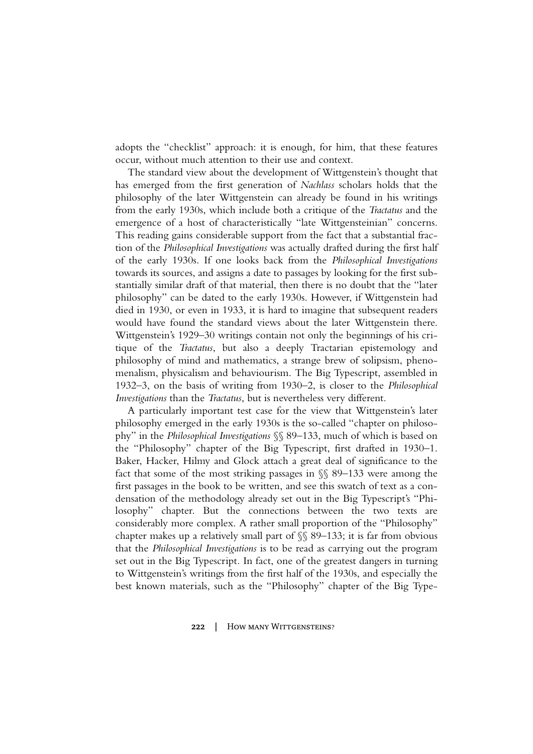adopts the "checklist" approach: it is enough, for him, that these features occur, without much attention to their use and context.

The standard view about the development of Wittgenstein's thought that has emerged from the first generation of *Nachlass* scholars holds that the philosophy of the later Wittgenstein can already be found in his writings from the early 1930s, which include both a critique of the *Tractatus* and the emergence of a host of characteristically "late Wittgensteinian" concerns. This reading gains considerable support from the fact that a substantial fraction of the *Philosophical Investigations* was actually drafted during the first half of the early 1930s. If one looks back from the *Philosophical Investigations* towards its sources, and assigns a date to passages by looking for the first substantially similar draft of that material, then there is no doubt that the "later philosophy" can be dated to the early 1930s. However, if Wittgenstein had died in 1930, or even in 1933, it is hard to imagine that subsequent readers would have found the standard views about the later Wittgenstein there. Wittgenstein's 1929–30 writings contain not only the beginnings of his critique of the *Tractatus*, but also a deeply Tractarian epistemology and philosophy of mind and mathematics, a strange brew of solipsism, phenomenalism, physicalism and behaviourism. The Big Typescript, assembled in 1932–3, on the basis of writing from 1930–2, is closer to the *Philosophical Investigations* than the *Tractatus*, but is nevertheless very different.

A particularly important test case for the view that Wittgenstein's later philosophy emerged in the early 1930s is the so-called "chapter on philosophy" in the *Philosophical Investigations* §§ 89–133, much of which is based on the "Philosophy" chapter of the Big Typescript, first drafted in 1930–1. Baker, Hacker, Hilmy and Glock attach a great deal of significance to the fact that some of the most striking passages in §§ 89–133 were among the first passages in the book to be written, and see this swatch of text as a condensation of the methodology already set out in the Big Typescript's "Philosophy" chapter. But the connections between the two texts are considerably more complex. A rather small proportion of the "Philosophy" chapter makes up a relatively small part of §§ 89–133; it is far from obvious that the *Philosophical Investigations* is to be read as carrying out the program set out in the Big Typescript. In fact, one of the greatest dangers in turning to Wittgenstein's writings from the first half of the 1930s, and especially the best known materials, such as the "Philosophy" chapter of the Big Type-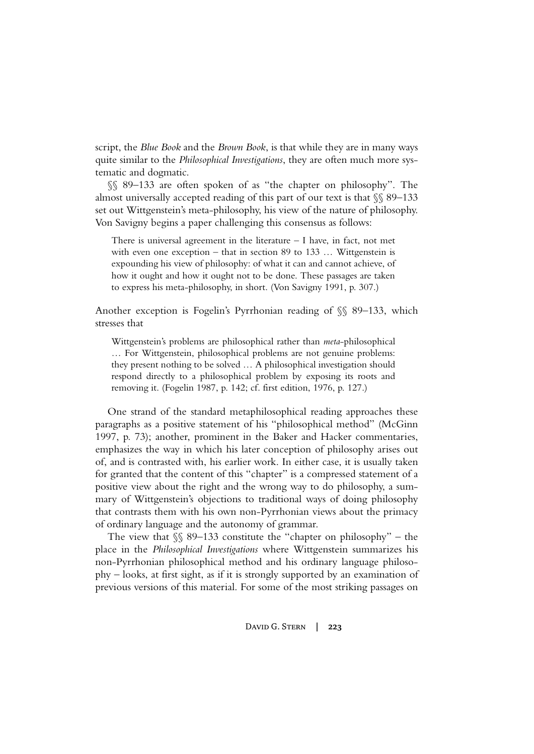script, the *Blue Book* and the *Brown Book*, is that while they are in many ways quite similar to the *Philosophical Investigations*, they are often much more systematic and dogmatic.

§§ 89–133 are often spoken of as "the chapter on philosophy". The almost universally accepted reading of this part of our text is that §§ 89–133 set out Wittgenstein's meta-philosophy, his view of the nature of philosophy. Von Savigny begins a paper challenging this consensus as follows:

> There is universal agreement in the literature – I have, in fact, not met with even one exception – that in section 89 to 133 … Wittgenstein is expounding his view of philosophy: of what it can and cannot achieve, of how it ought and how it ought not to be done. These passages are taken to express his meta-philosophy, in short. (Von Savigny 1991, p. 307.)

Another exception is Fogelin's Pyrrhonian reading of §§ 89–133, which stresses that

> Wittgenstein's problems are philosophical rather than *meta*-philosophical … For Wittgenstein, philosophical problems are not genuine problems: they present nothing to be solved … A philosophical investigation should respond directly to a philosophical problem by exposing its roots and removing it. (Fogelin 1987, p. 142; cf. first edition, 1976, p. 127.)

One strand of the standard metaphilosophical reading approaches these paragraphs as a positive statement of his "philosophical method" (McGinn 1997, p. 73); another, prominent in the Baker and Hacker commentaries, emphasizes the way in which his later conception of philosophy arises out of, and is contrasted with, his earlier work. In either case, it is usually taken for granted that the content of this "chapter" is a compressed statement of a positive view about the right and the wrong way to do philosophy, a summary of Wittgenstein's objections to traditional ways of doing philosophy that contrasts them with his own non-Pyrrhonian views about the primacy of ordinary language and the autonomy of grammar.

The view that §§ 89–133 constitute the "chapter on philosophy" – the place in the *Philosophical Investigations* where Wittgenstein summarizes his non-Pyrrhonian philosophical method and his ordinary language philosophy – looks, at first sight, as if it is strongly supported by an examination of previous versions of this material. For some of the most striking passages on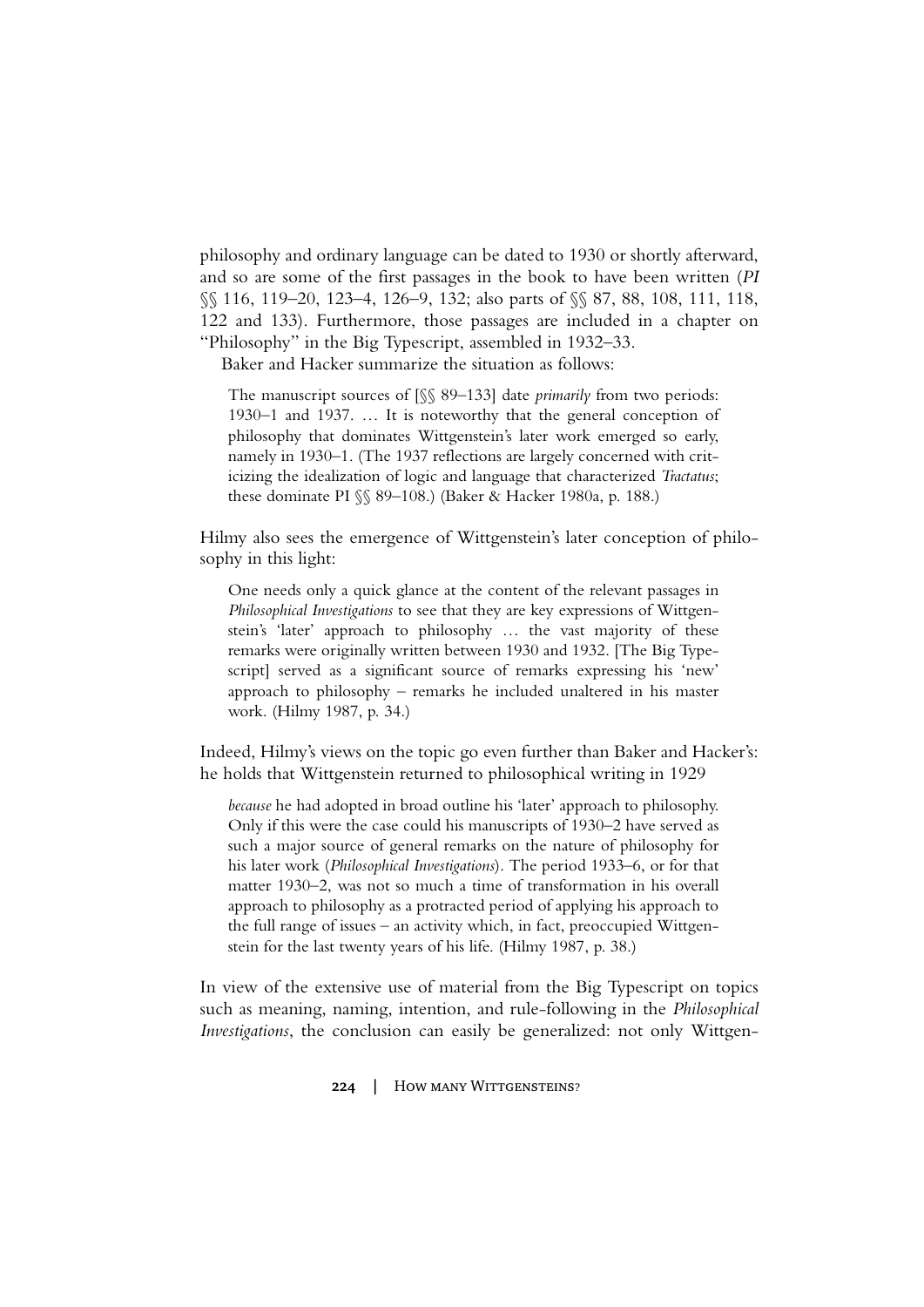philosophy and ordinary language can be dated to 1930 or shortly afterward, and so are some of the first passages in the book to have been written (*PI* §§ 116, 119–20, 123–4, 126–9, 132; also parts of §§ 87, 88, 108, 111, 118, 122 and 133). Furthermore, those passages are included in a chapter on "Philosophy" in the Big Typescript, assembled in 1932–33.

Baker and Hacker summarize the situation as follows:

> The manuscript sources of [§§ 89–133] date *primarily* from two periods: 1930–1 and 1937. … It is noteworthy that the general conception of philosophy that dominates Wittgenstein's later work emerged so early, namely in 1930–1. (The 1937 reflections are largely concerned with criticizing the idealization of logic and language that characterized *Tractatus*; these dominate PI §§ 89–108.) (Baker & Hacker 1980a, p. 188.)

Hilmy also sees the emergence of Wittgenstein's later conception of philosophy in this light:

> One needs only a quick glance at the content of the relevant passages in *Philosophical Investigations* to see that they are key expressions of Wittgenstein's 'later' approach to philosophy … the vast majority of these remarks were originally written between 1930 and 1932. [The Big Typescript] served as a significant source of remarks expressing his 'new' approach to philosophy – remarks he included unaltered in his master work. (Hilmy 1987, p. 34.)

Indeed, Hilmy's views on the topic go even further than Baker and Hacker's: he holds that Wittgenstein returned to philosophical writing in 1929

> *because* he had adopted in broad outline his 'later' approach to philosophy. Only if this were the case could his manuscripts of 1930–2 have served as such a major source of general remarks on the nature of philosophy for his later work (*Philosophical Investigations*). The period 1933–6, or for that matter 1930–2, was not so much a time of transformation in his overall approach to philosophy as a protracted period of applying his approach to the full range of issues – an activity which, in fact, preoccupied Wittgenstein for the last twenty years of his life. (Hilmy 1987, p. 38.)

In view of the extensive use of material from the Big Typescript on topics such as meaning, naming, intention, and rule-following in the *Philosophical Investigations*, the conclusion can easily be generalized: not only Wittgen-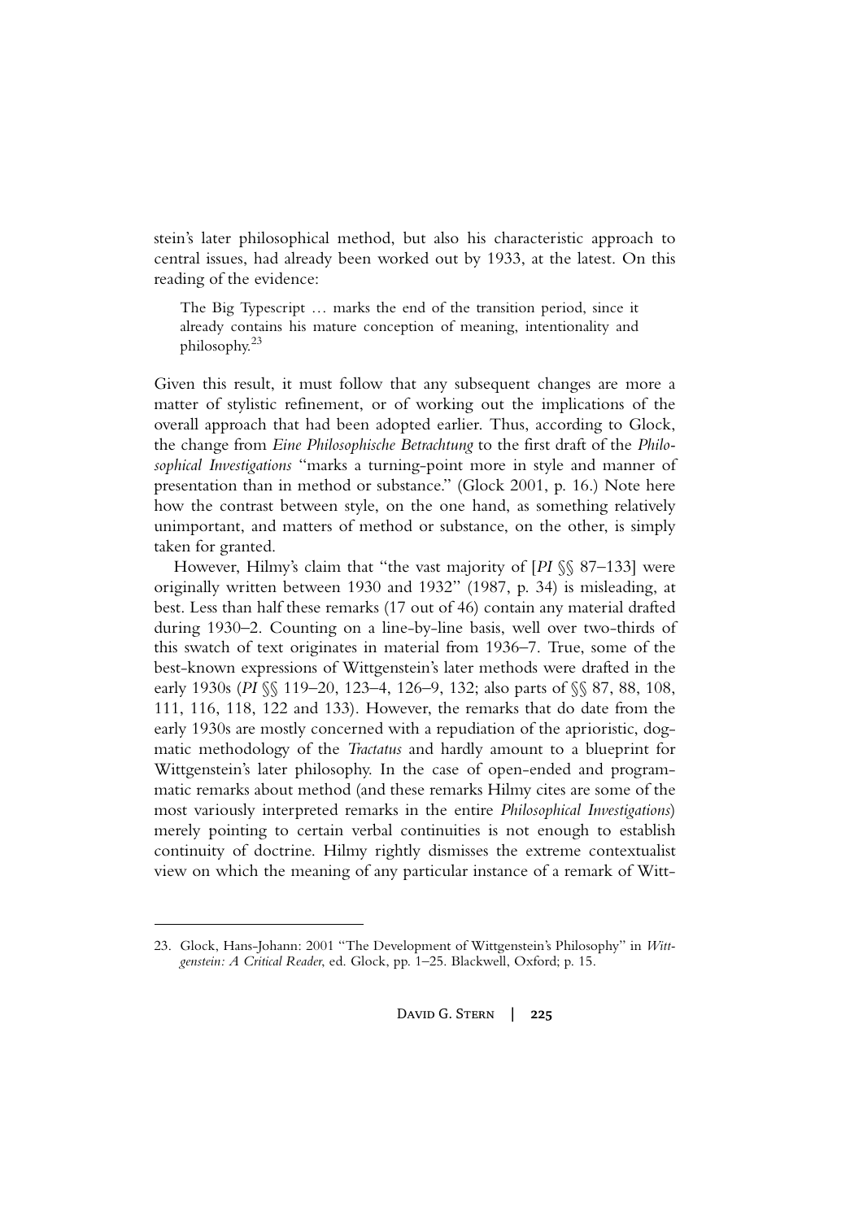stein's later philosophical method, but also his characteristic approach to central issues, had already been worked out by 1933, at the latest. On this reading of the evidence:

> The Big Typescript … marks the end of the transition period, since it already contains his mature conception of meaning, intentionality and philosophy.[23]

Given this result, it must follow that any subsequent changes are more a matter of stylistic refinement, or of working out the implications of the overall approach that had been adopted earlier. Thus, according to Glock, the change from *Eine Philosophische Betrachtung* to the first draft of the *Philosophical Investigations* "marks a turning-point more in style and manner of presentation than in method or substance." (Glock 2001, p. 16.) Note here how the contrast between style, on the one hand, as something relatively unimportant, and matters of method or substance, on the other, is simply taken for granted.

However, Hilmy's claim that "the vast majority of [*PI* §§ 87–133] were originally written between 1930 and 1932" (1987, p. 34) is misleading, at best. Less than half these remarks (17 out of 46) contain any material drafted during 1930–2. Counting on a line-by-line basis, well over two-thirds of this swatch of text originates in material from 1936–7. True, some of the best-known expressions of Wittgenstein's later methods were drafted in the early 1930s (*PI* §§ 119–20, 123–4, 126–9, 132; also parts of §§ 87, 88, 108, 111, 116, 118, 122 and 133). However, the remarks that do date from the early 1930s are mostly concerned with a repudiation of the aprioristic, dogmatic methodology of the *Tractatus* and hardly amount to a blueprint for Wittgenstein's later philosophy. In the case of open-ended and programmatic remarks about method (and these remarks Hilmy cites are some of the most variously interpreted remarks in the entire *Philosophical Investigations*) merely pointing to certain verbal continuities is not enough to establish continuity of doctrine. Hilmy rightly dismisses the extreme contextualist view on which the meaning of any particular instance of a remark of Witt-

---

23. Glock, Hans-Johann: 2001 "The Development of Wittgenstein's Philosophy" in *Wittgenstein: A Critical Reader,* ed. Glock, pp. 1–25. Blackwell, Oxford; p. 15.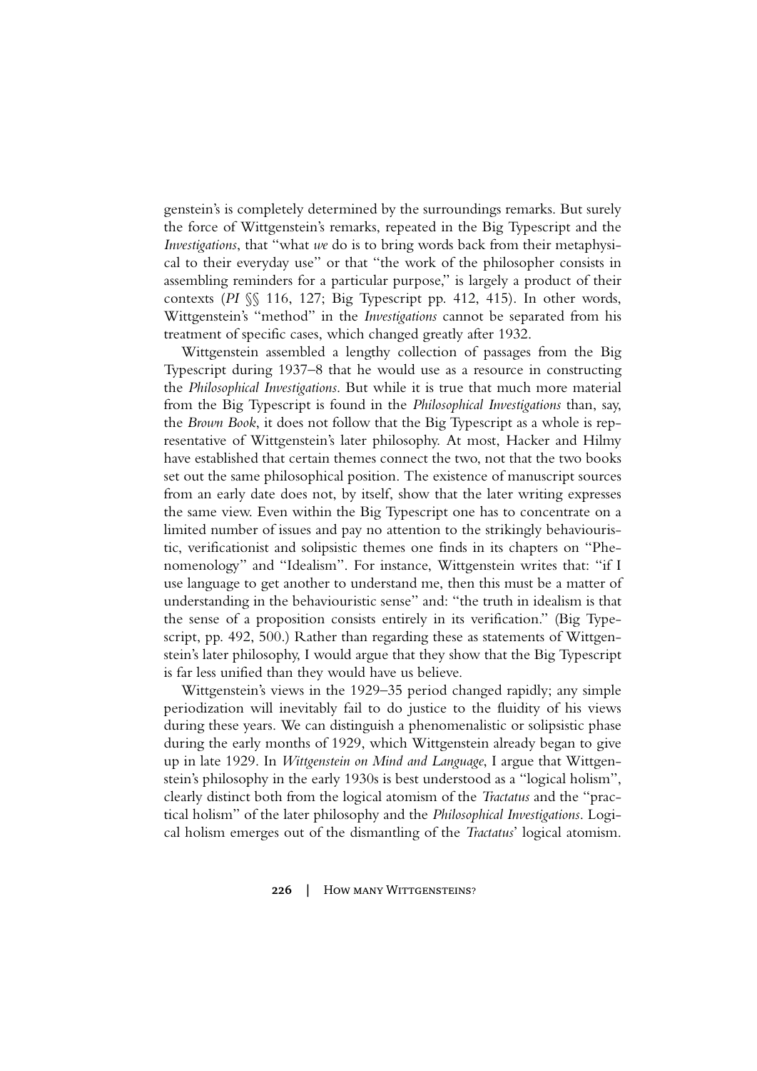genstein's is completely determined by the surroundings remarks. But surely the force of Wittgenstein's remarks, repeated in the Big Typescript and the *Investigations*, that "what *we* do is to bring words back from their metaphysical to their everyday use" or that "the work of the philosopher consists in assembling reminders for a particular purpose," is largely a product of their contexts (*PI* §§ 116, 127; Big Typescript pp. 412, 415). In other words, Wittgenstein's "method" in the *Investigations* cannot be separated from his treatment of specific cases, which changed greatly after 1932.

Wittgenstein assembled a lengthy collection of passages from the Big Typescript during 1937–8 that he would use as a resource in constructing the *Philosophical Investigations*. But while it is true that much more material from the Big Typescript is found in the *Philosophical Investigations* than, say, the *Brown Book*, it does not follow that the Big Typescript as a whole is representative of Wittgenstein's later philosophy. At most, Hacker and Hilmy have established that certain themes connect the two, not that the two books set out the same philosophical position. The existence of manuscript sources from an early date does not, by itself, show that the later writing expresses the same view. Even within the Big Typescript one has to concentrate on a limited number of issues and pay no attention to the strikingly behaviouristic, verificationist and solipsistic themes one finds in its chapters on "Phenomenology" and "Idealism". For instance, Wittgenstein writes that: "if I use language to get another to understand me, then this must be a matter of understanding in the behaviouristic sense" and: "the truth in idealism is that the sense of a proposition consists entirely in its verification." (Big Typescript, pp. 492, 500.) Rather than regarding these as statements of Wittgenstein's later philosophy, I would argue that they show that the Big Typescript is far less unified than they would have us believe.

Wittgenstein's views in the 1929–35 period changed rapidly; any simple periodization will inevitably fail to do justice to the fluidity of his views during these years. We can distinguish a phenomenalistic or solipsistic phase during the early months of 1929, which Wittgenstein already began to give up in late 1929. In *Wittgenstein on Mind and Language*, I argue that Wittgenstein's philosophy in the early 1930s is best understood as a "logical holism", clearly distinct both from the logical atomism of the *Tractatus* and the "practical holism" of the later philosophy and the *Philosophical Investigations*. Logical holism emerges out of the dismantling of the *Tractatus*' logical atomism.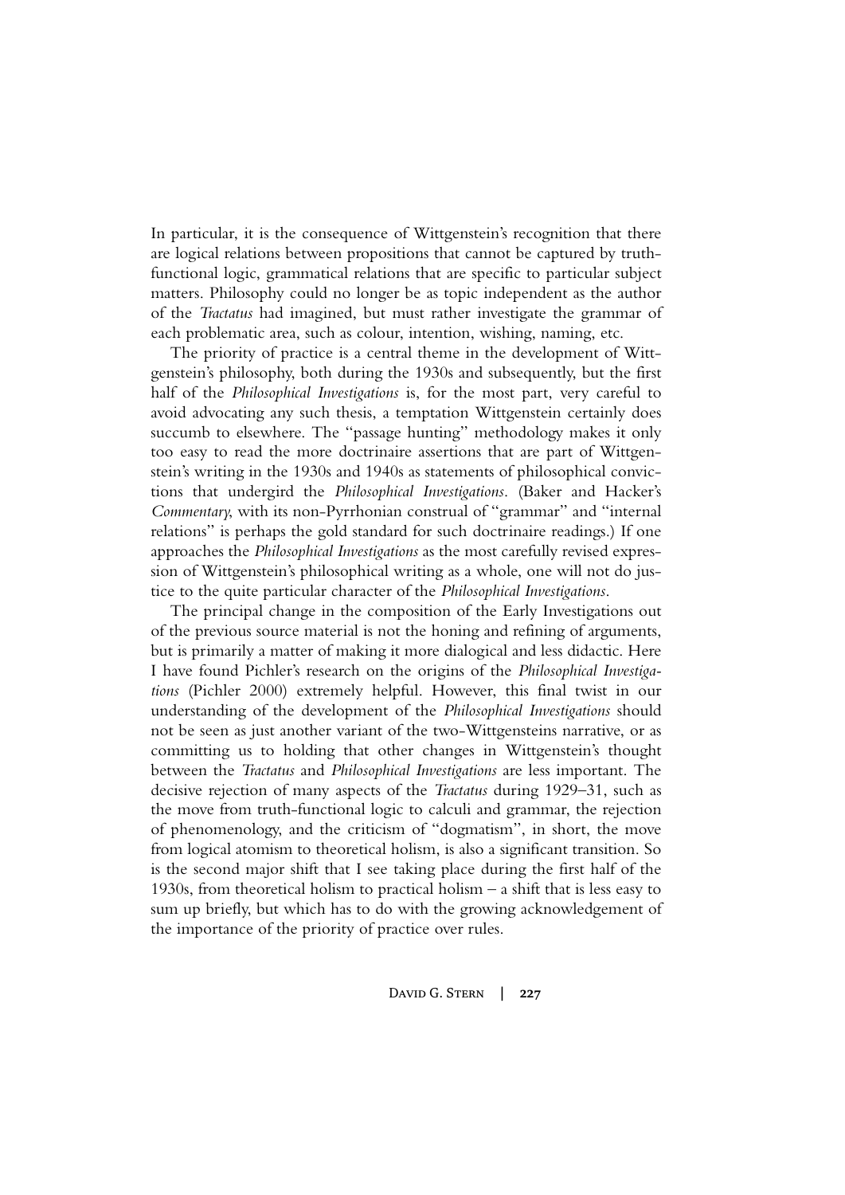In particular, it is the consequence of Wittgenstein's recognition that there are logical relations between propositions that cannot be captured by truth-functional logic, grammatical relations that are specific to particular subject matters. Philosophy could no longer be as topic independent as the author of the *Tractatus* had imagined, but must rather investigate the grammar of each problematic area, such as colour, intention, wishing, naming, etc.

The priority of practice is a central theme in the development of Wittgenstein's philosophy, both during the 1930s and subsequently, but the first half of the *Philosophical Investigations* is, for the most part, very careful to avoid advocating any such thesis, a temptation Wittgenstein certainly does succumb to elsewhere. The "passage hunting" methodology makes it only too easy to read the more doctrinaire assertions that are part of Wittgenstein's writing in the 1930s and 1940s as statements of philosophical convictions that undergird the *Philosophical Investigations*. (Baker and Hacker's *Commentary*, with its non-Pyrrhonian construal of "grammar" and "internal relations" is perhaps the gold standard for such doctrinaire readings.) If one approaches the *Philosophical Investigations* as the most carefully revised expression of Wittgenstein's philosophical writing as a whole, one will not do justice to the quite particular character of the *Philosophical Investigations*.

The principal change in the composition of the Early Investigations out of the previous source material is not the honing and refining of arguments, but is primarily a matter of making it more dialogical and less didactic. Here I have found Pichler's research on the origins of the *Philosophical Investigations* (Pichler 2000) extremely helpful. However, this final twist in our understanding of the development of the *Philosophical Investigations* should not be seen as just another variant of the two-Wittgensteins narrative, or as committing us to holding that other changes in Wittgenstein's thought between the *Tractatus* and *Philosophical Investigations* are less important. The decisive rejection of many aspects of the *Tractatus* during 1929–31, such as the move from truth-functional logic to calculi and grammar, the rejection of phenomenology, and the criticism of "dogmatism", in short, the move from logical atomism to theoretical holism, is also a significant transition. So is the second major shift that I see taking place during the first half of the 1930s, from theoretical holism to practical holism – a shift that is less easy to sum up briefly, but which has to do with the growing acknowledgement of the importance of the priority of practice over rules.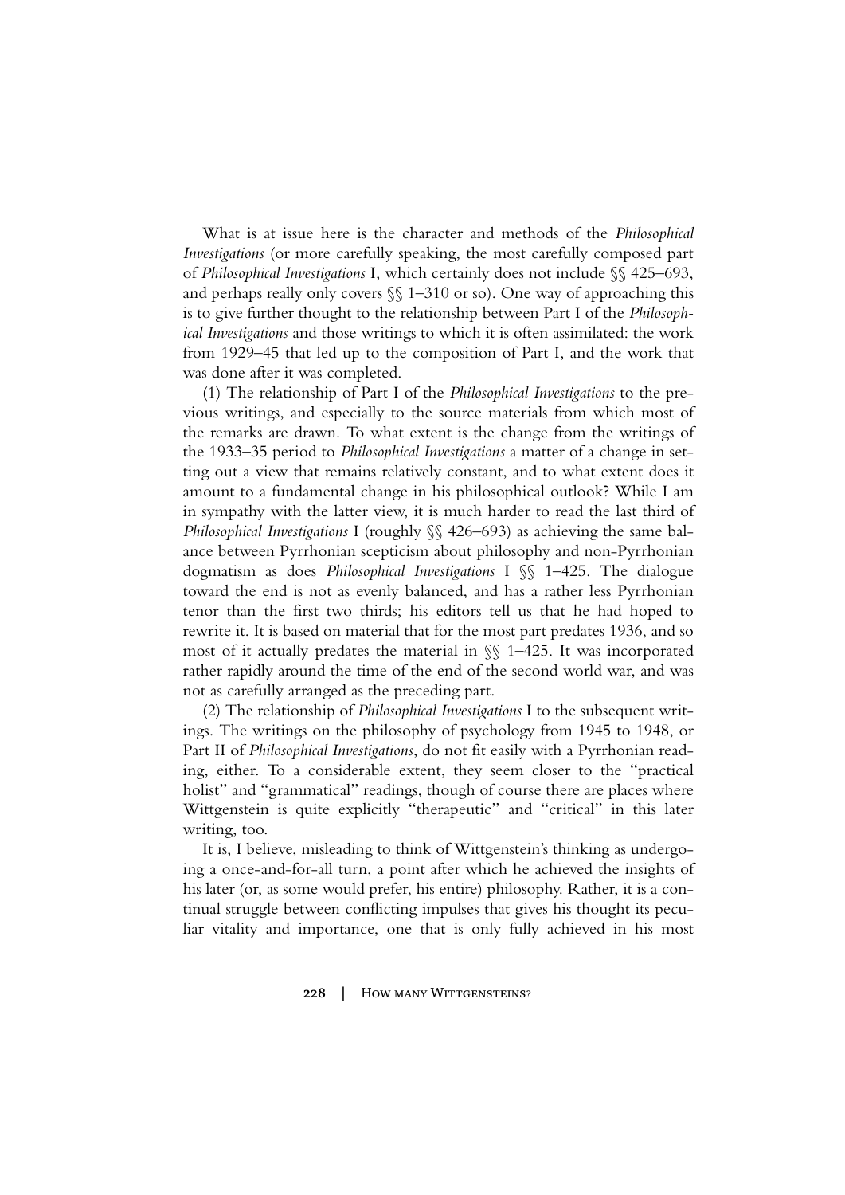What is at issue here is the character and methods of the *Philosophical Investigations* (or more carefully speaking, the most carefully composed part of *Philosophical Investigations* I, which certainly does not include §§ 425–693, and perhaps really only covers §§ 1–310 or so). One way of approaching this is to give further thought to the relationship between Part I of the *Philosophical Investigations* and those writings to which it is often assimilated: the work from 1929–45 that led up to the composition of Part I, and the work that was done after it was completed.

(1) The relationship of Part I of the *Philosophical Investigations* to the previous writings, and especially to the source materials from which most of the remarks are drawn. To what extent is the change from the writings of the 1933–35 period to *Philosophical Investigations* a matter of a change in setting out a view that remains relatively constant, and to what extent does it amount to a fundamental change in his philosophical outlook? While I am in sympathy with the latter view, it is much harder to read the last third of *Philosophical Investigations* I (roughly §§ 426–693) as achieving the same balance between Pyrrhonian scepticism about philosophy and non-Pyrrhonian dogmatism as does *Philosophical Investigations* I §§ 1–425. The dialogue toward the end is not as evenly balanced, and has a rather less Pyrrhonian tenor than the first two thirds; his editors tell us that he had hoped to rewrite it. It is based on material that for the most part predates 1936, and so most of it actually predates the material in §§ 1–425. It was incorporated rather rapidly around the time of the end of the second world war, and was not as carefully arranged as the preceding part.

(2) The relationship of *Philosophical Investigations* I to the subsequent writings. The writings on the philosophy of psychology from 1945 to 1948, or Part II of *Philosophical Investigations*, do not fit easily with a Pyrrhonian reading, either. To a considerable extent, they seem closer to the "practical holist" and "grammatical" readings, though of course there are places where Wittgenstein is quite explicitly "therapeutic" and "critical" in this later writing, too.

It is, I believe, misleading to think of Wittgenstein's thinking as undergoing a once-and-for-all turn, a point after which he achieved the insights of his later (or, as some would prefer, his entire) philosophy. Rather, it is a continual struggle between conflicting impulses that gives his thought its peculiar vitality and importance, one that is only fully achieved in his most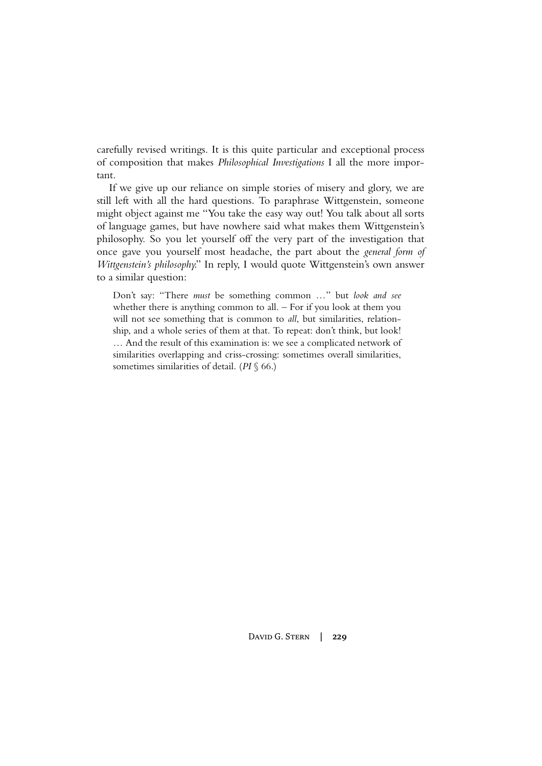carefully revised writings. It is this quite particular and exceptional process of composition that makes *Philosophical Investigations* I all the more important.

If we give up our reliance on simple stories of misery and glory, we are still left with all the hard questions. To paraphrase Wittgenstein, someone might object against me "You take the easy way out! You talk about all sorts of language games, but have nowhere said what makes them Wittgenstein's philosophy. So you let yourself off the very part of the investigation that once gave you yourself most headache, the part about the *general form of Wittgenstein's philosophy.*" In reply, I would quote Wittgenstein's own answer to a similar question:

> Don't say: "There *must* be something common …" but *look and see* whether there is anything common to all. – For if you look at them you will not see something that is common to *all*, but similarities, relationship, and a whole series of them at that. To repeat: don't think, but look! … And the result of this examination is: we see a complicated network of similarities overlapping and criss-crossing: sometimes overall similarities, sometimes similarities of detail. (*PI* § 66.)